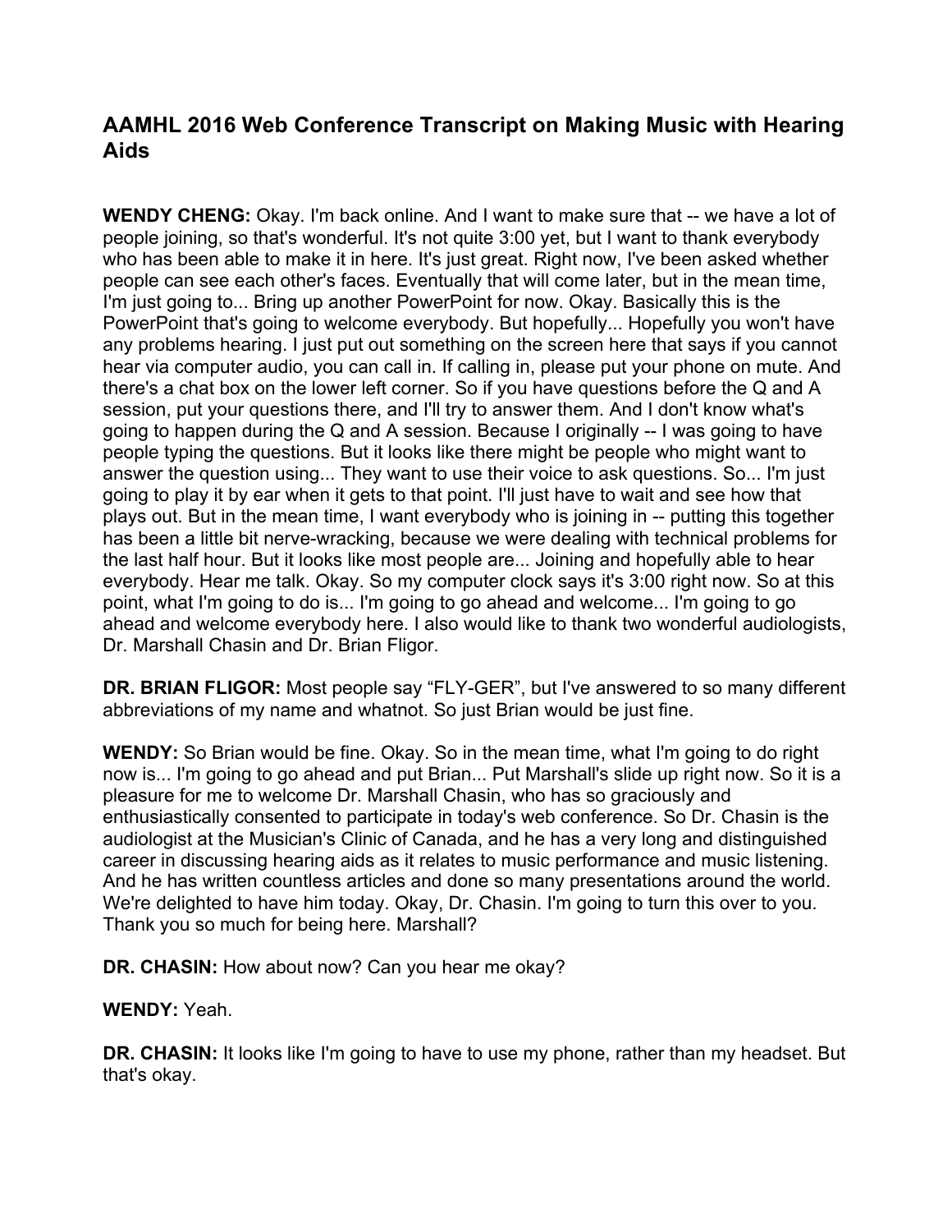# AAMHL 2016 Web Conference Transcript on Making Music with Hearing Aids

**WENDY CHENG:** Okay. I'm back online. And I want to make sure that -- we have a lot of people joining, so that's wonderful. It's not quite 3:00 yet, but I want to thank everybody who has been able to make it in here. It's just great. Right now, I've been asked whether people can see each other's faces. Eventually that will come later, but in the mean time, I'm just going to... Bring up another PowerPoint for now. Okay. Basically this is the PowerPoint that's going to welcome everybody. But hopefully... Hopefully you won't have any problems hearing. I just put out something on the screen here that says if you cannot hear via computer audio, you can call in. If calling in, please put your phone on mute. And there's a chat box on the lower left corner. So if you have questions before the Q and A session, put your questions there, and I'll try to answer them. And I don't know what's going to happen during the Q and A session. Because I originally -- I was going to have people typing the questions. But it looks like there might be people who might want to answer the question using... They want to use their voice to ask questions. So... I'm just going to play it by ear when it gets to that point. I'll just have to wait and see how that plays out. But in the mean time, I want everybody who is joining in -- putting this together has been a little bit nerve-wracking, because we were dealing with technical problems for the last half hour. But it looks like most people are... Joining and hopefully able to hear everybody. Hear me talk. Okay. So my computer clock says it's 3:00 right now. So at this point, what I'm going to do is... I'm going to go ahead and welcome... I'm going to go ahead and welcome everybody here. I also would like to thank two wonderful audiologists, Dr. Marshall Chasin and Dr. Brian Fligor.

**DR. BRIAN FLIGOR:** Most people say "FLY-GER", but I've answered to so many different abbreviations of my name and whatnot. So just Brian would be just fine.

**WENDY:** So Brian would be fine. Okay. So in the mean time, what I'm going to do right now is... I'm going to go ahead and put Brian... Put Marshall's slide up right now. So it is a pleasure for me to welcome Dr. Marshall Chasin, who has so graciously and enthusiastically consented to participate in today's web conference. So Dr. Chasin is the audiologist at the Musician's Clinic of Canada, and he has a very long and distinguished career in discussing hearing aids as it relates to music performance and music listening. And he has written countless articles and done so many presentations around the world. We're delighted to have him today. Okay, Dr. Chasin. I'm going to turn this over to you. Thank you so much for being here. Marshall?

**DR. CHASIN:** How about now? Can you hear me okay?

**WENDY:** Yeah.

**DR. CHASIN:** It looks like I'm going to have to use my phone, rather than my headset. But that's okay.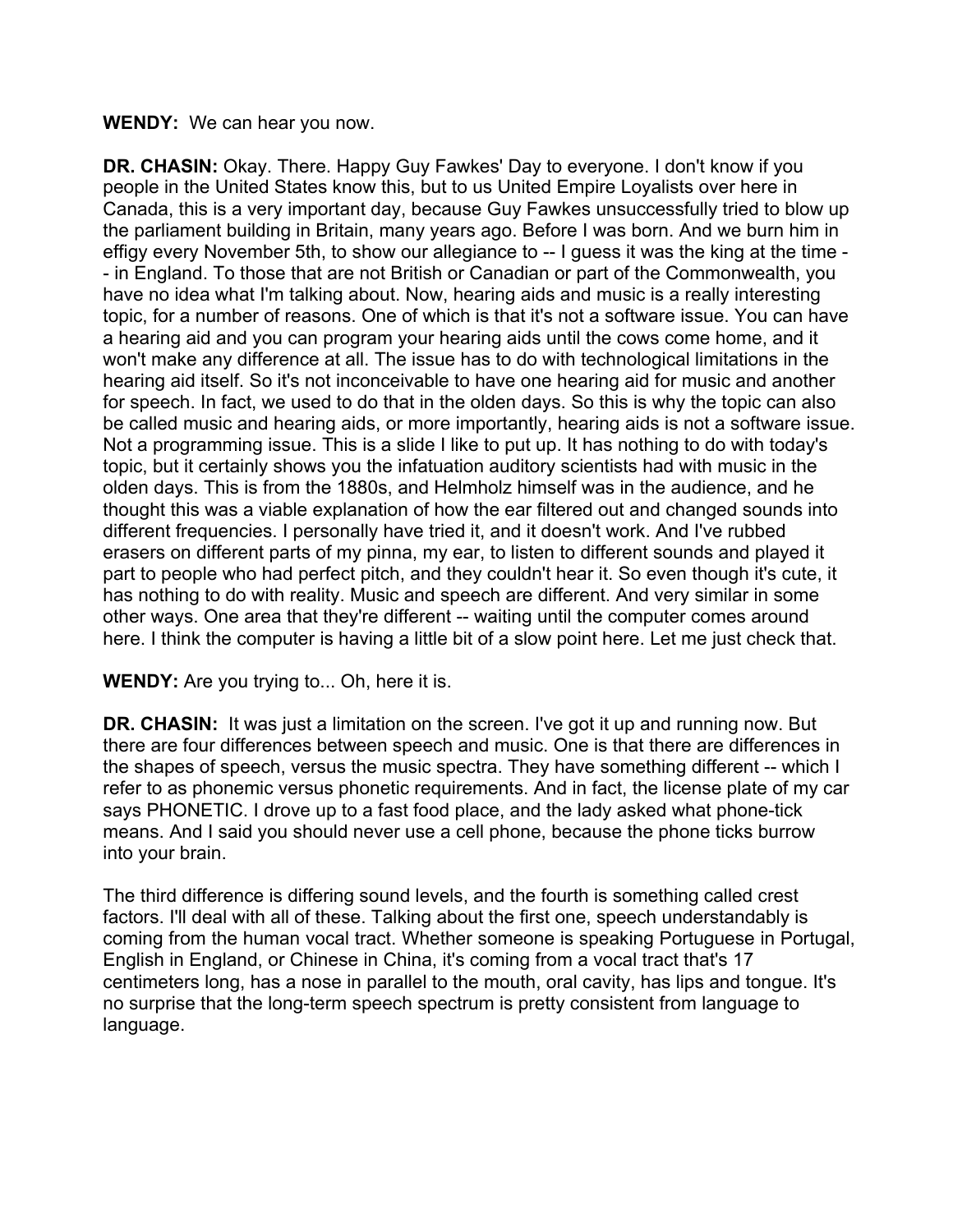**WENDY:** We can hear you now.

**DR. CHASIN:** Okay. There. Happy Guy Fawkes' Day to everyone. I don't know if you people in the United States know this, but to us United Empire Loyalists over here in Canada, this is a very important day, because Guy Fawkes unsuccessfully tried to blow up the parliament building in Britain, many years ago. Before I was born. And we burn him in effigy every November 5th, to show our allegiance to -- I guess it was the king at the time -- in England. To those that are not British or Canadian or part of the Commonwealth, you have no idea what I'm talking about. Now, hearing aids and music is a really interesting topic, for a number of reasons. One of which is that it's not a software issue. You can have a hearing aid and you can program your hearing aids until the cows come home, and it won't make any difference at all. The issue has to do with technological limitations in the hearing aid itself. So it's not inconceivable to have one hearing aid for music and another for speech. In fact, we used to do that in the olden days. So this is why the topic can also be called music and hearing aids, or more importantly, hearing aids is not a software issue. Not a programming issue. This is a slide I like to put up. It has nothing to do with today's topic, but it certainly shows you the infatuation auditory scientists had with music in the olden days. This is from the 1880s, and Helmholz himself was in the audience, and he thought this was a viable explanation of how the ear filtered out and changed sounds into different frequencies. I personally have tried it, and it doesn't work. And I've rubbed erasers on different parts of my pinna, my ear, to listen to different sounds and played it part to people who had perfect pitch, and they couldn't hear it. So even though it's cute, it has nothing to do with reality. Music and speech are different. And very similar in some other ways. One area that they're different -- waiting until the computer comes around here. I think the computer is having a little bit of a slow point here. Let me just check that.

**WENDY:** Are you trying to... Oh, here it is.

**DR. CHASIN:** It was just a limitation on the screen. I've got it up and running now. But there are four differences between speech and music. One is that there are differences in the shapes of speech, versus the music spectra. They have something different -- which I refer to as phonemic versus phonetic requirements. And in fact, the license plate of my car says PHONETIC. I drove up to a fast food place, and the lady asked what phone-tick means. And I said you should never use a cell phone, because the phone ticks burrow into your brain.

The third difference is differing sound levels, and the fourth is something called crest factors. I'll deal with all of these. Talking about the first one, speech understandably is coming from the human vocal tract. Whether someone is speaking Portuguese in Portugal, English in England, or Chinese in China, it's coming from a vocal tract that's 17 centimeters long, has a nose in parallel to the mouth, oral cavity, has lips and tongue. It's no surprise that the long-term speech spectrum is pretty consistent from language to language.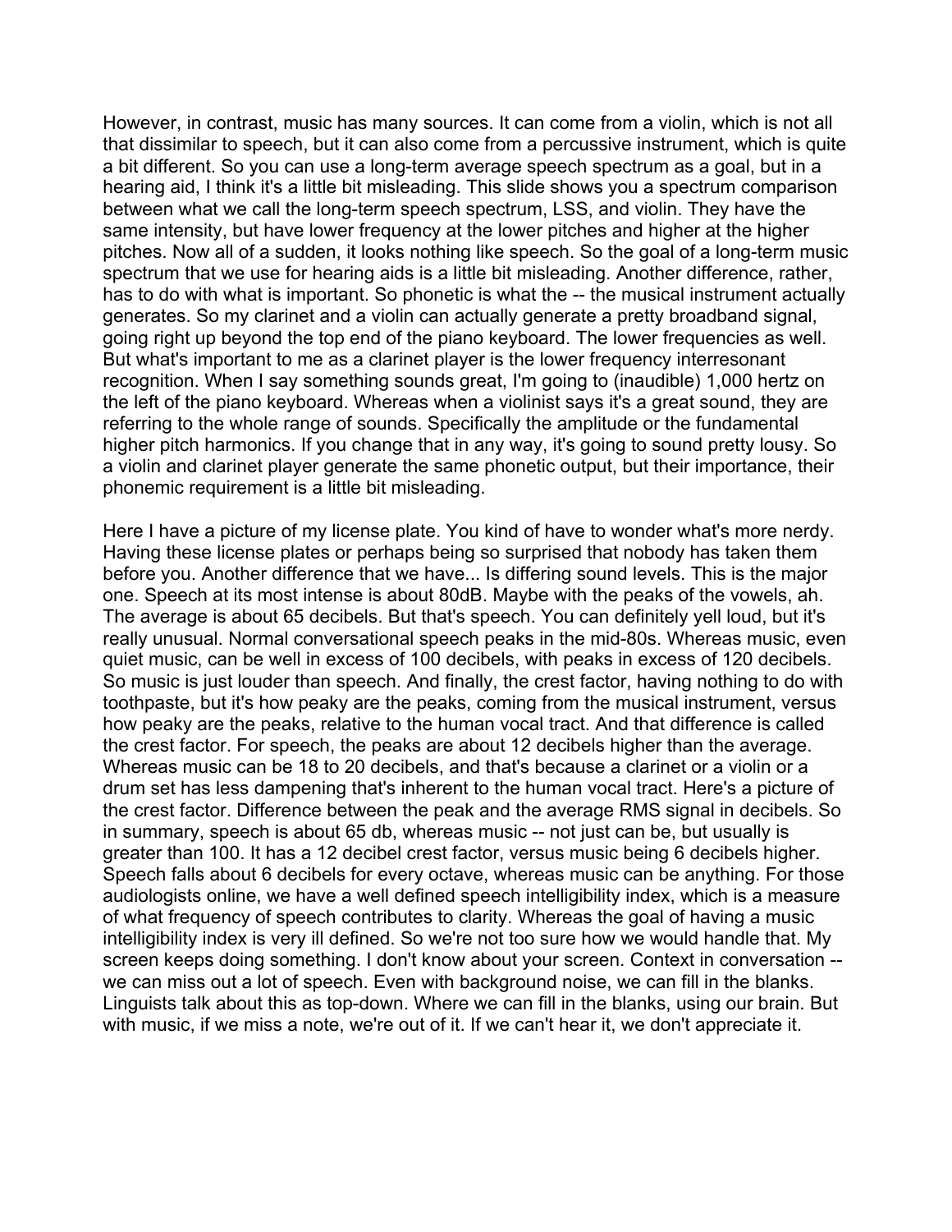However, in contrast, music has many sources. It can come from a violin, which is not all that dissimilar to speech, but it can also come from a percussive instrument, which is quite a bit different. So you can use a long-term average speech spectrum as a goal, but in a hearing aid, I think it's a little bit misleading. This slide shows you a spectrum comparison between what we call the long-term speech spectrum, LSS, and violin. They have the same intensity, but have lower frequency at the lower pitches and higher at the higher pitches. Now all of a sudden, it looks nothing like speech. So the goal of a long-term music spectrum that we use for hearing aids is a little bit misleading. Another difference, rather, has to do with what is important. So phonetic is what the -- the musical instrument actually generates. So my clarinet and a violin can actually generate a pretty broadband signal, going right up beyond the top end of the piano keyboard. The lower frequencies as well. But what's important to me as a clarinet player is the lower frequency interresonant recognition. When I say something sounds great, I'm going to (inaudible) 1,000 hertz on the left of the piano keyboard. Whereas when a violinist says it's a great sound, they are referring to the whole range of sounds. Specifically the amplitude or the fundamental higher pitch harmonics. If you change that in any way, it's going to sound pretty lousy. So a violin and clarinet player generate the same phonetic output, but their importance, their phonemic requirement is a little bit misleading.

Here I have a picture of my license plate. You kind of have to wonder what's more nerdy. Having these license plates or perhaps being so surprised that nobody has taken them before you. Another difference that we have... Is differing sound levels. This is the major one. Speech at its most intense is about 80dB. Maybe with the peaks of the vowels, ah. The average is about 65 decibels. But that's speech. You can definitely yell loud, but it's really unusual. Normal conversational speech peaks in the mid-80s. Whereas music, even quiet music, can be well in excess of 100 decibels, with peaks in excess of 120 decibels. So music is just louder than speech. And finally, the crest factor, having nothing to do with toothpaste, but it's how peaky are the peaks, coming from the musical instrument, versus how peaky are the peaks, relative to the human vocal tract. And that difference is called the crest factor. For speech, the peaks are about 12 decibels higher than the average. Whereas music can be 18 to 20 decibels, and that's because a clarinet or a violin or a drum set has less dampening that's inherent to the human vocal tract. Here's a picture of the crest factor. Difference between the peak and the average RMS signal in decibels. So in summary, speech is about 65 db, whereas music -- not just can be, but usually is greater than 100. It has a 12 decibel crest factor, versus music being 6 decibels higher. Speech falls about 6 decibels for every octave, whereas music can be anything. For those audiologists online, we have a well defined speech intelligibility index, which is a measure of what frequency of speech contributes to clarity. Whereas the goal of having a music intelligibility index is very ill defined. So we're not too sure how we would handle that. My screen keeps doing something. I don't know about your screen. Context in conversation -- we can miss out a lot of speech. Even with background noise, we can fill in the blanks. Linguists talk about this as top-down. Where we can fill in the blanks, using our brain. But with music, if we miss a note, we're out of it. If we can't hear it, we don't appreciate it.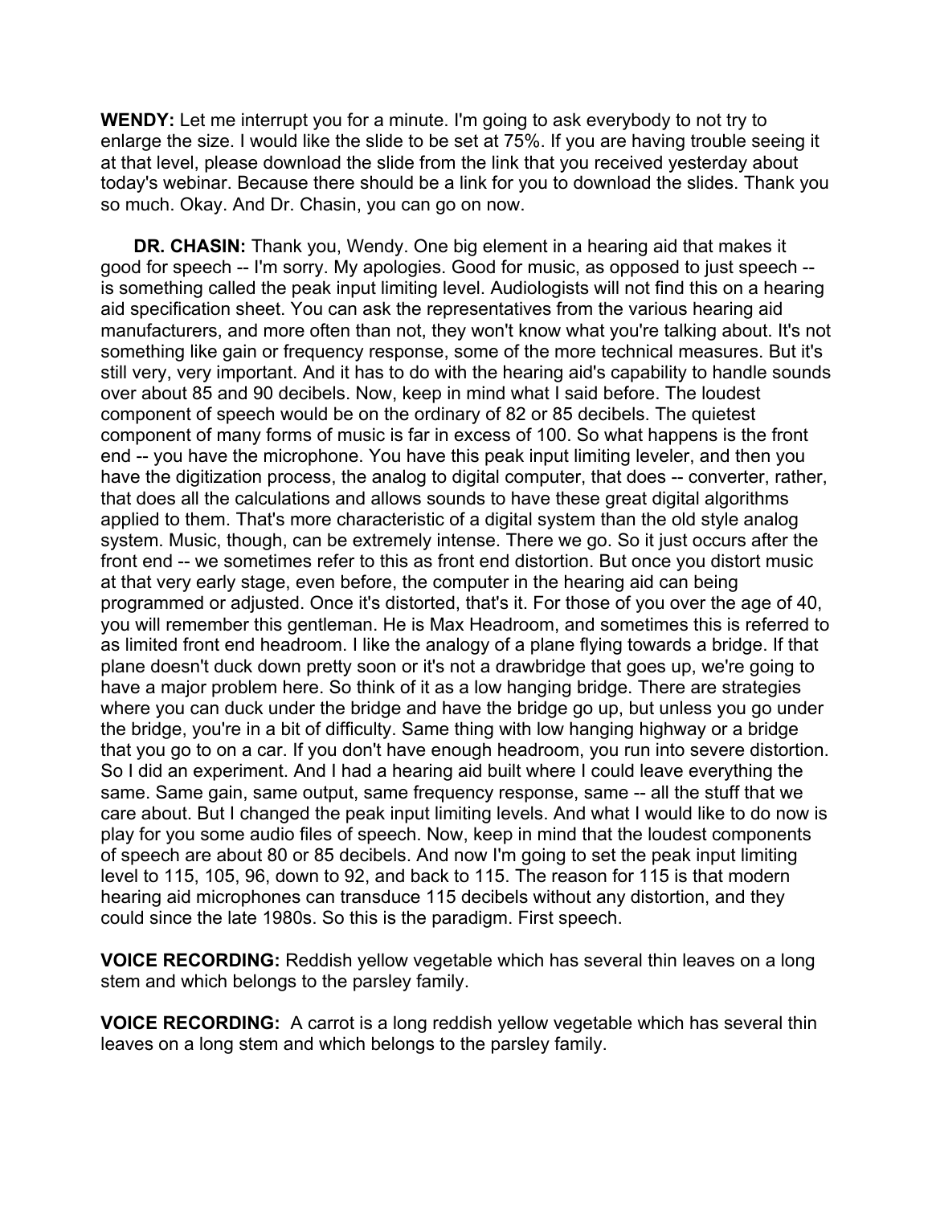**WENDY:** Let me interrupt you for a minute. I'm going to ask everybody to not try to enlarge the size. I would like the slide to be set at 75%. If you are having trouble seeing it at that level, please download the slide from the link that you received yesterday about today's webinar. Because there should be a link for you to download the slides. Thank you so much. Okay. And Dr. Chasin, you can go on now.

**DR. CHASIN:** Thank you, Wendy. One big element in a hearing aid that makes it good for speech -- I'm sorry. My apologies. Good for music, as opposed to just speech -- is something called the peak input limiting level. Audiologists will not find this on a hearing aid specification sheet. You can ask the representatives from the various hearing aid manufacturers, and more often than not, they won't know what you're talking about. It's not something like gain or frequency response, some of the more technical measures. But it's still very, very important. And it has to do with the hearing aid's capability to handle sounds over about 85 and 90 decibels. Now, keep in mind what I said before. The loudest component of speech would be on the ordinary of 82 or 85 decibels. The quietest component of many forms of music is far in excess of 100. So what happens is the front end -- you have the microphone. You have this peak input limiting leveler, and then you have the digitization process, the analog to digital computer, that does -- converter, rather, that does all the calculations and allows sounds to have these great digital algorithms applied to them. That's more characteristic of a digital system than the old style analog system. Music, though, can be extremely intense. There we go. So it just occurs after the front end -- we sometimes refer to this as front end distortion. But once you distort music at that very early stage, even before, the computer in the hearing aid can being programmed or adjusted. Once it's distorted, that's it. For those of you over the age of 40, you will remember this gentleman. He is Max Headroom, and sometimes this is referred to as limited front end headroom. I like the analogy of a plane flying towards a bridge. If that plane doesn't duck down pretty soon or it's not a drawbridge that goes up, we're going to have a major problem here. So think of it as a low hanging bridge. There are strategies where you can duck under the bridge and have the bridge go up, but unless you go under the bridge, you're in a bit of difficulty. Same thing with low hanging highway or a bridge that you go to on a car. If you don't have enough headroom, you run into severe distortion. So I did an experiment. And I had a hearing aid built where I could leave everything the same. Same gain, same output, same frequency response, same -- all the stuff that we care about. But I changed the peak input limiting levels. And what I would like to do now is play for you some audio files of speech. Now, keep in mind that the loudest components of speech are about 80 or 85 decibels. And now I'm going to set the peak input limiting level to 115, 105, 96, down to 92, and back to 115. The reason for 115 is that modern hearing aid microphones can transduce 115 decibels without any distortion, and they could since the late 1980s. So this is the paradigm. First speech.

**VOICE RECORDING:** Reddish yellow vegetable which has several thin leaves on a long stem and which belongs to the parsley family.

**VOICE RECORDING:** A carrot is a long reddish yellow vegetable which has several thin leaves on a long stem and which belongs to the parsley family.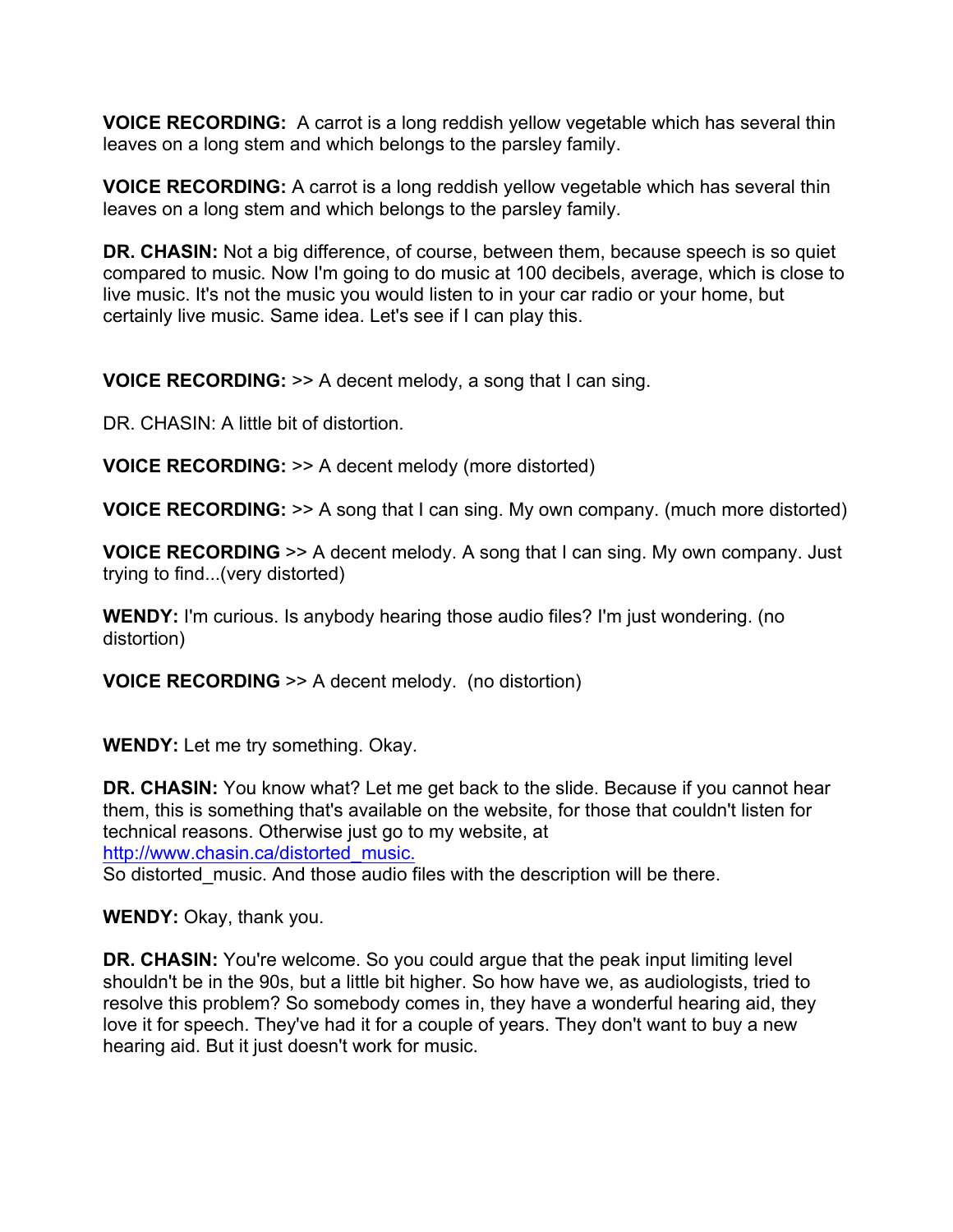**VOICE RECORDING:** A carrot is a long reddish yellow vegetable which has several thin leaves on a long stem and which belongs to the parsley family.

**VOICE RECORDING:** A carrot is a long reddish yellow vegetable which has several thin leaves on a long stem and which belongs to the parsley family.

**DR. CHASIN:** Not a big difference, of course, between them, because speech is so quiet compared to music. Now I'm going to do music at 100 decibels, average, which is close to live music. It's not the music you would listen to in your car radio or your home, but certainly live music. Same idea. Let's see if I can play this.

**VOICE RECORDING:** >> A decent melody, a song that I can sing.

DR. CHASIN: A little bit of distortion.

**VOICE RECORDING:** >> A decent melody (more distorted)

**VOICE RECORDING:** >> A song that I can sing. My own company. (much more distorted)

**VOICE RECORDING** >> A decent melody. A song that I can sing. My own company. Just trying to find...(very distorted)

**WENDY:** I'm curious. Is anybody hearing those audio files? I'm just wondering. (no distortion)

**VOICE RECORDING** >> A decent melody. (no distortion)

**WENDY:** Let me try something. Okay.

**DR. CHASIN:** You know what? Let me get back to the slide. Because if you cannot hear them, this is something that's available on the website, for those that couldn't listen for technical reasons. Otherwise just go to my website, at [http://www.chasin.ca/distorted_music.](http://www.chasin.ca/distorted_music)
So distorted_music. And those audio files with the description will be there.

**WENDY:** Okay, thank you.

**DR. CHASIN:** You're welcome. So you could argue that the peak input limiting level shouldn't be in the 90s, but a little bit higher. So how have we, as audiologists, tried to resolve this problem? So somebody comes in, they have a wonderful hearing aid, they love it for speech. They've had it for a couple of years. They don't want to buy a new hearing aid. But it just doesn't work for music.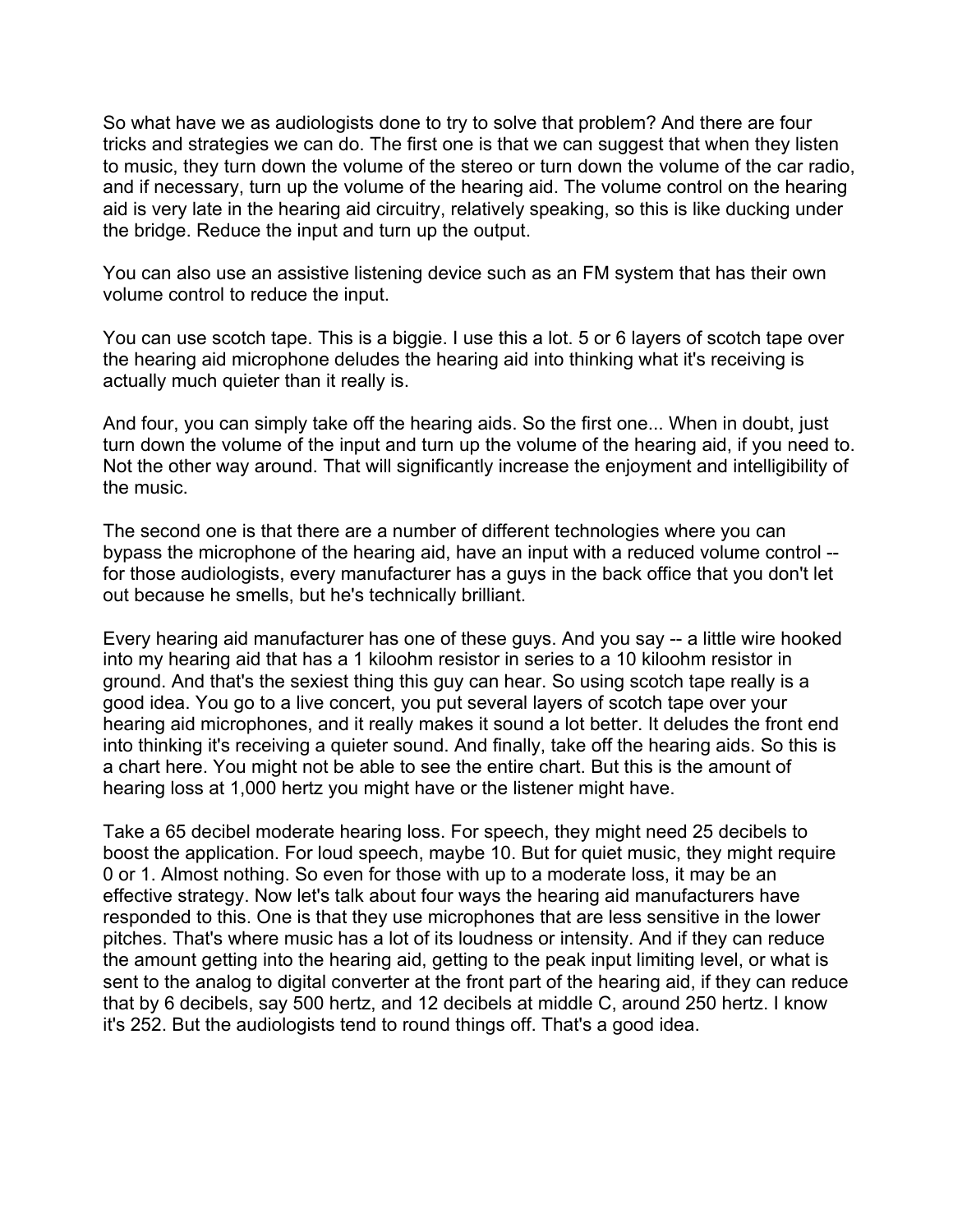So what have we as audiologists done to try to solve that problem? And there are four tricks and strategies we can do. The first one is that we can suggest that when they listen to music, they turn down the volume of the stereo or turn down the volume of the car radio, and if necessary, turn up the volume of the hearing aid. The volume control on the hearing aid is very late in the hearing aid circuitry, relatively speaking, so this is like ducking under the bridge. Reduce the input and turn up the output.

You can also use an assistive listening device such as an FM system that has their own volume control to reduce the input.

You can use scotch tape. This is a biggie. I use this a lot. 5 or 6 layers of scotch tape over the hearing aid microphone deludes the hearing aid into thinking what it's receiving is actually much quieter than it really is.

And four, you can simply take off the hearing aids. So the first one... When in doubt, just turn down the volume of the input and turn up the volume of the hearing aid, if you need to. Not the other way around. That will significantly increase the enjoyment and intelligibility of the music.

The second one is that there are a number of different technologies where you can bypass the microphone of the hearing aid, have an input with a reduced volume control -- for those audiologists, every manufacturer has a guys in the back office that you don't let out because he smells, but he's technically brilliant.

Every hearing aid manufacturer has one of these guys. And you say -- a little wire hooked into my hearing aid that has a 1 kiloohm resistor in series to a 10 kiloohm resistor in ground. And that's the sexiest thing this guy can hear. So using scotch tape really is a good idea. You go to a live concert, you put several layers of scotch tape over your hearing aid microphones, and it really makes it sound a lot better. It deludes the front end into thinking it's receiving a quieter sound. And finally, take off the hearing aids. So this is a chart here. You might not be able to see the entire chart. But this is the amount of hearing loss at 1,000 hertz you might have or the listener might have.

Take a 65 decibel moderate hearing loss. For speech, they might need 25 decibels to boost the application. For loud speech, maybe 10. But for quiet music, they might require 0 or 1. Almost nothing. So even for those with up to a moderate loss, it may be an effective strategy. Now let's talk about four ways the hearing aid manufacturers have responded to this. One is that they use microphones that are less sensitive in the lower pitches. That's where music has a lot of its loudness or intensity. And if they can reduce the amount getting into the hearing aid, getting to the peak input limiting level, or what is sent to the analog to digital converter at the front part of the hearing aid, if they can reduce that by 6 decibels, say 500 hertz, and 12 decibels at middle C, around 250 hertz. I know it's 252. But the audiologists tend to round things off. That's a good idea.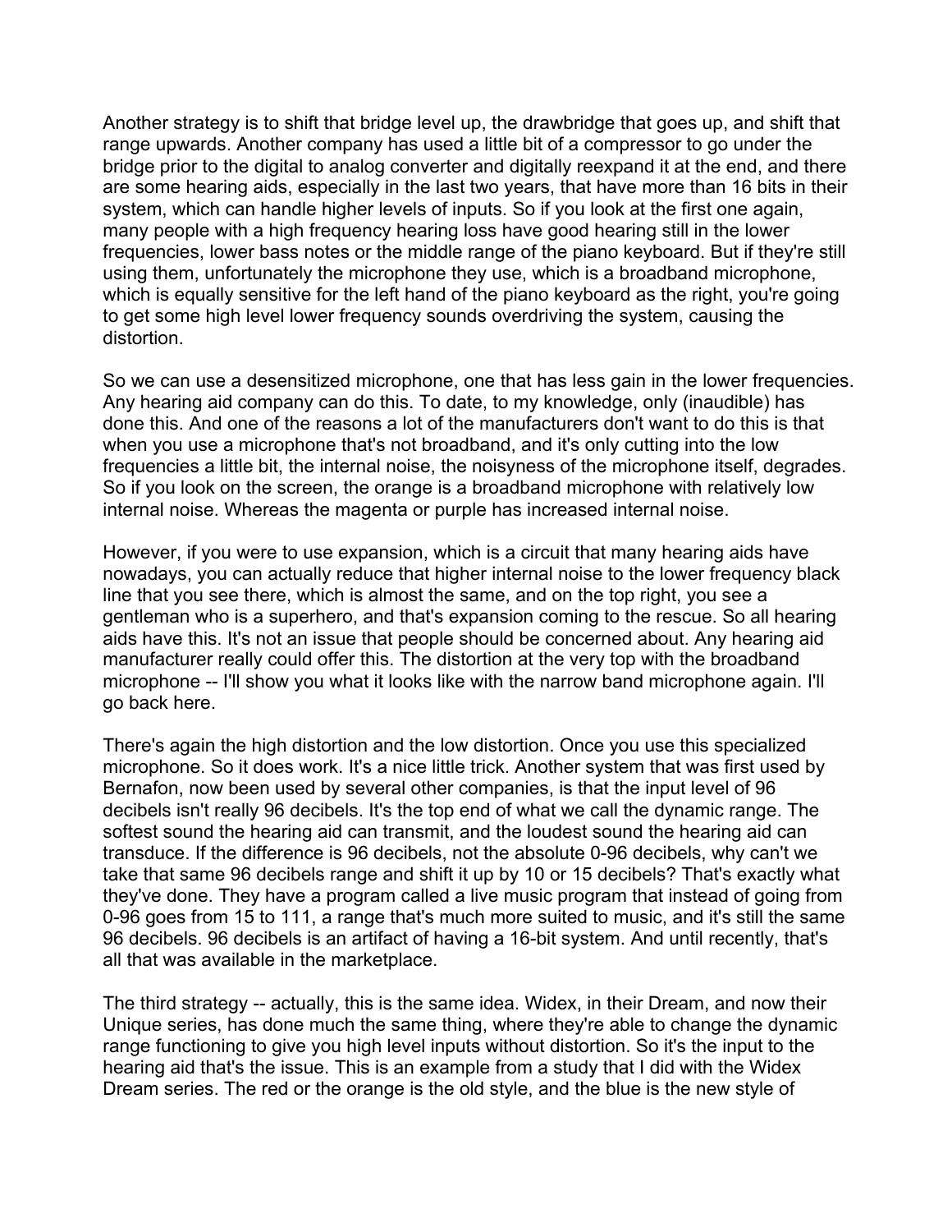Another strategy is to shift that bridge level up, the drawbridge that goes up, and shift that range upwards. Another company has used a little bit of a compressor to go under the bridge prior to the digital to analog converter and digitally reexpand it at the end, and there are some hearing aids, especially in the last two years, that have more than 16 bits in their system, which can handle higher levels of inputs. So if you look at the first one again, many people with a high frequency hearing loss have good hearing still in the lower frequencies, lower bass notes or the middle range of the piano keyboard. But if they're still using them, unfortunately the microphone they use, which is a broadband microphone, which is equally sensitive for the left hand of the piano keyboard as the right, you're going to get some high level lower frequency sounds overdriving the system, causing the distortion.

So we can use a desensitized microphone, one that has less gain in the lower frequencies. Any hearing aid company can do this. To date, to my knowledge, only (inaudible) has done this. And one of the reasons a lot of the manufacturers don't want to do this is that when you use a microphone that's not broadband, and it's only cutting into the low frequencies a little bit, the internal noise, the noisyness of the microphone itself, degrades. So if you look on the screen, the orange is a broadband microphone with relatively low internal noise. Whereas the magenta or purple has increased internal noise.

However, if you were to use expansion, which is a circuit that many hearing aids have nowadays, you can actually reduce that higher internal noise to the lower frequency black line that you see there, which is almost the same, and on the top right, you see a gentleman who is a superhero, and that's expansion coming to the rescue. So all hearing aids have this. It's not an issue that people should be concerned about. Any hearing aid manufacturer really could offer this. The distortion at the very top with the broadband microphone -- I'll show you what it looks like with the narrow band microphone again. I'll go back here.

There's again the high distortion and the low distortion. Once you use this specialized microphone. So it does work. It's a nice little trick. Another system that was first used by Bernafon, now been used by several other companies, is that the input level of 96 decibels isn't really 96 decibels. It's the top end of what we call the dynamic range. The softest sound the hearing aid can transmit, and the loudest sound the hearing aid can transduce. If the difference is 96 decibels, not the absolute 0-96 decibels, why can't we take that same 96 decibels range and shift it up by 10 or 15 decibels? That's exactly what they've done. They have a program called a live music program that instead of going from 0-96 goes from 15 to 111, a range that's much more suited to music, and it's still the same 96 decibels. 96 decibels is an artifact of having a 16-bit system. And until recently, that's all that was available in the marketplace.

The third strategy -- actually, this is the same idea. Widex, in their Dream, and now their Unique series, has done much the same thing, where they're able to change the dynamic range functioning to give you high level inputs without distortion. So it's the input to the hearing aid that's the issue. This is an example from a study that I did with the Widex Dream series. The red or the orange is the old style, and the blue is the new style of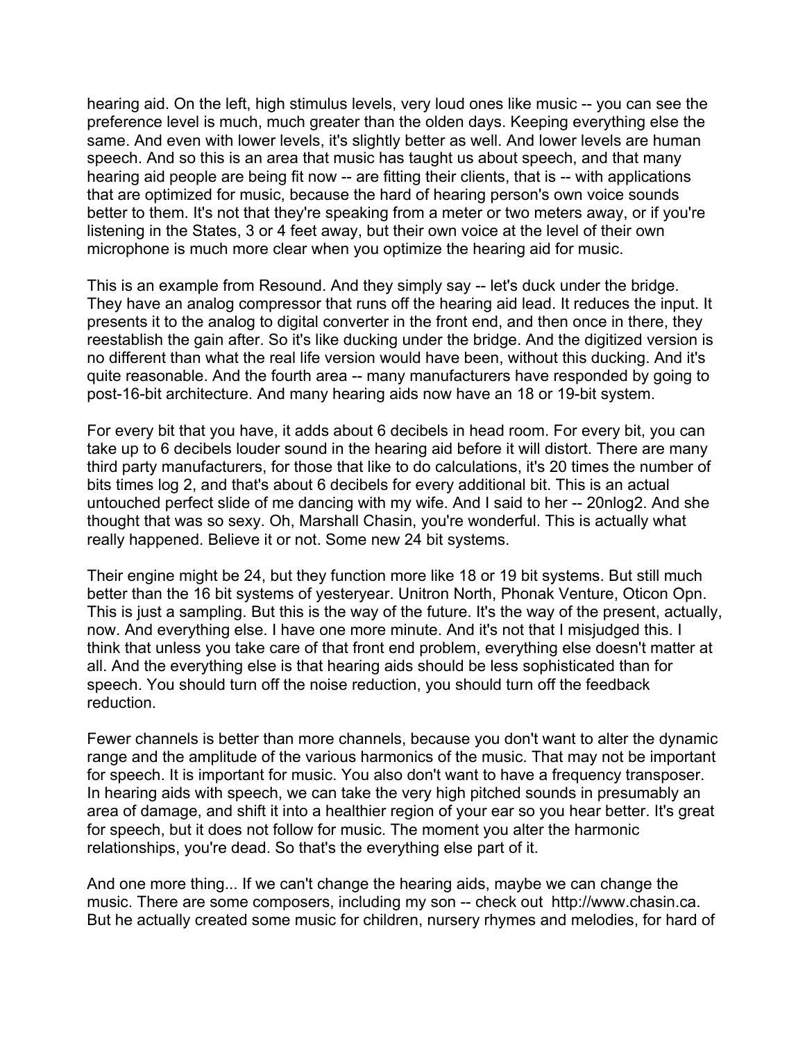hearing aid. On the left, high stimulus levels, very loud ones like music -- you can see the preference level is much, much greater than the olden days. Keeping everything else the same. And even with lower levels, it's slightly better as well. And lower levels are human speech. And so this is an area that music has taught us about speech, and that many hearing aid people are being fit now -- are fitting their clients, that is -- with applications that are optimized for music, because the hard of hearing person's own voice sounds better to them. It's not that they're speaking from a meter or two meters away, or if you're listening in the States, 3 or 4 feet away, but their own voice at the level of their own microphone is much more clear when you optimize the hearing aid for music.

This is an example from Resound. And they simply say -- let's duck under the bridge. They have an analog compressor that runs off the hearing aid lead. It reduces the input. It presents it to the analog to digital converter in the front end, and then once in there, they reestablish the gain after. So it's like ducking under the bridge. And the digitized version is no different than what the real life version would have been, without this ducking. And it's quite reasonable. And the fourth area -- many manufacturers have responded by going to post-16-bit architecture. And many hearing aids now have an 18 or 19-bit system.

For every bit that you have, it adds about 6 decibels in head room. For every bit, you can take up to 6 decibels louder sound in the hearing aid before it will distort. There are many third party manufacturers, for those that like to do calculations, it's 20 times the number of bits times log 2, and that's about 6 decibels for every additional bit. This is an actual untouched perfect slide of me dancing with my wife. And I said to her -- 20nlog2. And she thought that was so sexy. Oh, Marshall Chasin, you're wonderful. This is actually what really happened. Believe it or not. Some new 24 bit systems.

Their engine might be 24, but they function more like 18 or 19 bit systems. But still much better than the 16 bit systems of yesteryear. Unitron North, Phonak Venture, Oticon Opn. This is just a sampling. But this is the way of the future. It's the way of the present, actually, now. And everything else. I have one more minute. And it's not that I misjudged this. I think that unless you take care of that front end problem, everything else doesn't matter at all. And the everything else is that hearing aids should be less sophisticated than for speech. You should turn off the noise reduction, you should turn off the feedback reduction.

Fewer channels is better than more channels, because you don't want to alter the dynamic range and the amplitude of the various harmonics of the music. That may not be important for speech. It is important for music. You also don't want to have a frequency transposer. In hearing aids with speech, we can take the very high pitched sounds in presumably an area of damage, and shift it into a healthier region of your ear so you hear better. It's great for speech, but it does not follow for music. The moment you alter the harmonic relationships, you're dead. So that's the everything else part of it.

And one more thing... If we can't change the hearing aids, maybe we can change the music. There are some composers, including my son -- check out http://www.chasin.ca. But he actually created some music for children, nursery rhymes and melodies, for hard of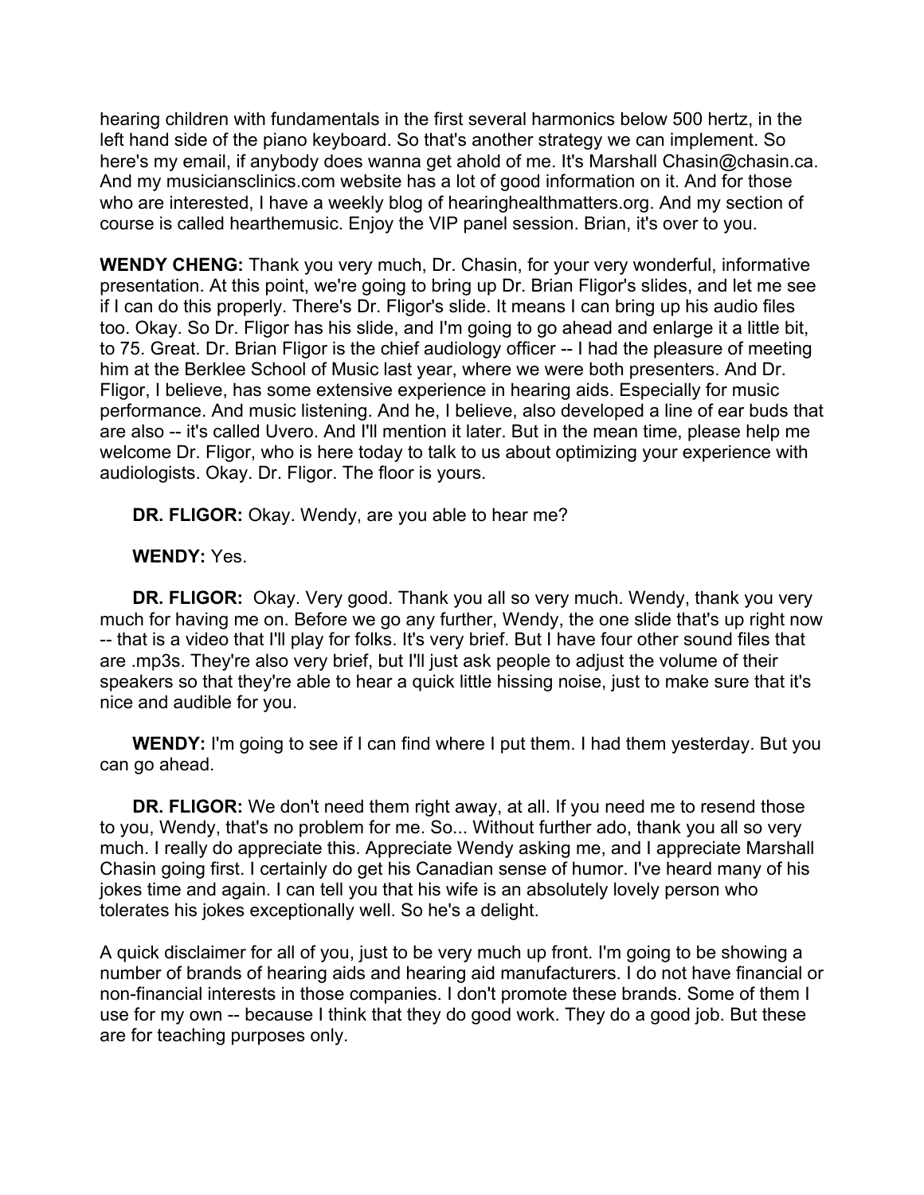hearing children with fundamentals in the first several harmonics below 500 hertz, in the left hand side of the piano keyboard. So that's another strategy we can implement. So here's my email, if anybody does wanna get ahold of me. It's Marshall Chasin@chasin.ca. And my musiciansclinics.com website has a lot of good information on it. And for those who are interested, I have a weekly blog of hearinghealthmatters.org. And my section of course is called hearthemusic. Enjoy the VIP panel session. Brian, it's over to you.

**WENDY CHENG:** Thank you very much, Dr. Chasin, for your very wonderful, informative presentation. At this point, we're going to bring up Dr. Brian Fligor's slides, and let me see if I can do this properly. There's Dr. Fligor's slide. It means I can bring up his audio files too. Okay. So Dr. Fligor has his slide, and I'm going to go ahead and enlarge it a little bit, to 75. Great. Dr. Brian Fligor is the chief audiology officer -- I had the pleasure of meeting him at the Berklee School of Music last year, where we were both presenters. And Dr. Fligor, I believe, has some extensive experience in hearing aids. Especially for music performance. And music listening. And he, I believe, also developed a line of ear buds that are also -- it's called Uvero. And I'll mention it later. But in the mean time, please help me welcome Dr. Fligor, who is here today to talk to us about optimizing your experience with audiologists. Okay. Dr. Fligor. The floor is yours.

**DR. FLIGOR:** Okay. Wendy, are you able to hear me?

**WENDY:** Yes.

**DR. FLIGOR:** Okay. Very good. Thank you all so very much. Wendy, thank you very much for having me on. Before we go any further, Wendy, the one slide that's up right now -- that is a video that I'll play for folks. It's very brief. But I have four other sound files that are .mp3s. They're also very brief, but I'll just ask people to adjust the volume of their speakers so that they're able to hear a quick little hissing noise, just to make sure that it's nice and audible for you.

**WENDY:** I'm going to see if I can find where I put them. I had them yesterday. But you can go ahead.

**DR. FLIGOR:** We don't need them right away, at all. If you need me to resend those to you, Wendy, that's no problem for me. So... Without further ado, thank you all so very much. I really do appreciate this. Appreciate Wendy asking me, and I appreciate Marshall Chasin going first. I certainly do get his Canadian sense of humor. I've heard many of his jokes time and again. I can tell you that his wife is an absolutely lovely person who tolerates his jokes exceptionally well. So he's a delight.

A quick disclaimer for all of you, just to be very much up front. I'm going to be showing a number of brands of hearing aids and hearing aid manufacturers. I do not have financial or non-financial interests in those companies. I don't promote these brands. Some of them I use for my own -- because I think that they do good work. They do a good job. But these are for teaching purposes only.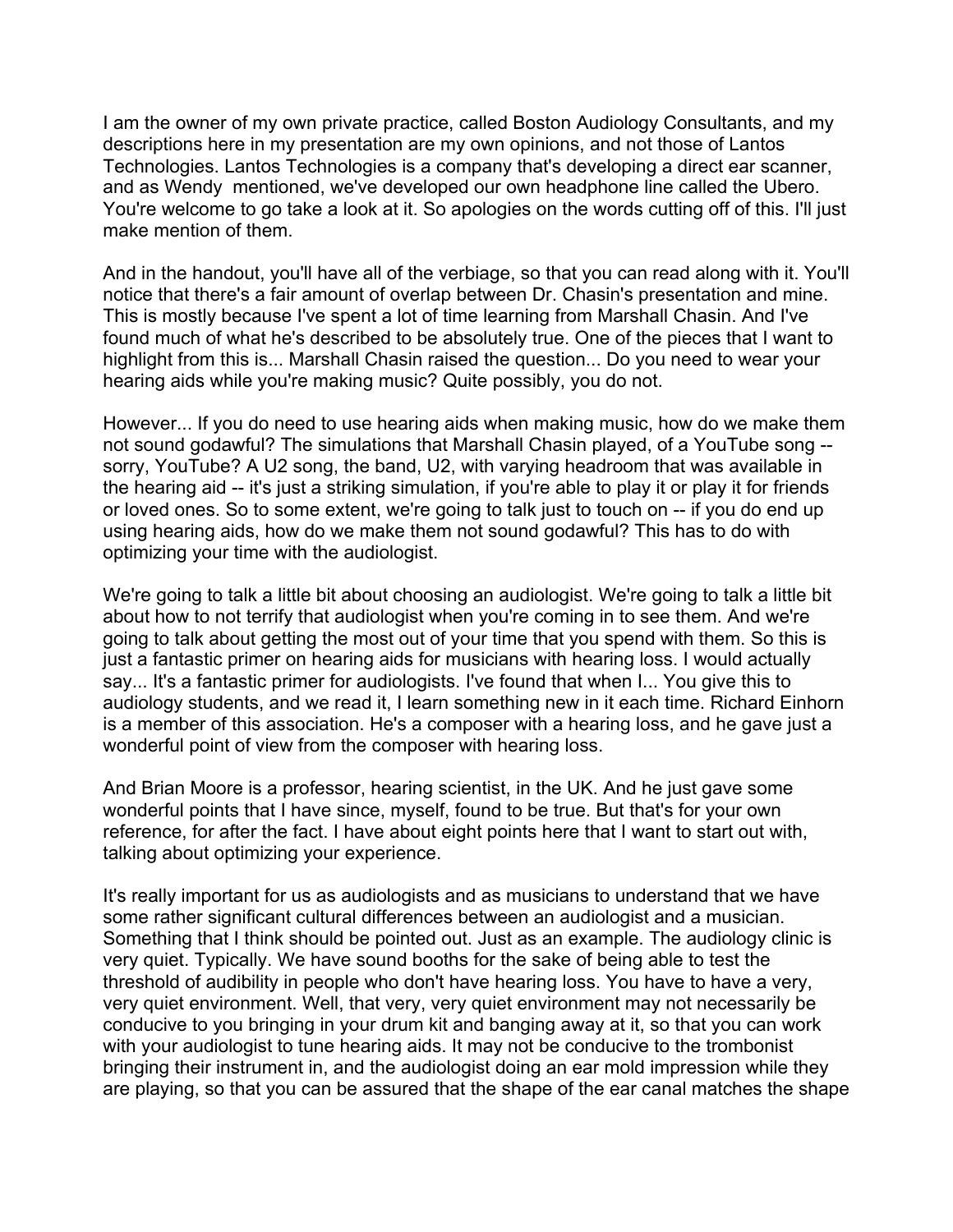I am the owner of my own private practice, called Boston Audiology Consultants, and my descriptions here in my presentation are my own opinions, and not those of Lantos Technologies. Lantos Technologies is a company that's developing a direct ear scanner, and as Wendy mentioned, we've developed our own headphone line called the Ubero. You're welcome to go take a look at it. So apologies on the words cutting off of this. I'll just make mention of them.

And in the handout, you'll have all of the verbiage, so that you can read along with it. You'll notice that there's a fair amount of overlap between Dr. Chasin's presentation and mine. This is mostly because I've spent a lot of time learning from Marshall Chasin. And I've found much of what he's described to be absolutely true. One of the pieces that I want to highlight from this is... Marshall Chasin raised the question... Do you need to wear your hearing aids while you're making music? Quite possibly, you do not.

However... If you do need to use hearing aids when making music, how do we make them not sound godawful? The simulations that Marshall Chasin played, of a YouTube song -- sorry, YouTube? A U2 song, the band, U2, with varying headroom that was available in the hearing aid -- it's just a striking simulation, if you're able to play it or play it for friends or loved ones. So to some extent, we're going to talk just to touch on -- if you do end up using hearing aids, how do we make them not sound godawful? This has to do with optimizing your time with the audiologist.

We're going to talk a little bit about choosing an audiologist. We're going to talk a little bit about how to not terrify that audiologist when you're coming in to see them. And we're going to talk about getting the most out of your time that you spend with them. So this is just a fantastic primer on hearing aids for musicians with hearing loss. I would actually say... It's a fantastic primer for audiologists. I've found that when I... You give this to audiology students, and we read it, I learn something new in it each time. Richard Einhorn is a member of this association. He's a composer with a hearing loss, and he gave just a wonderful point of view from the composer with hearing loss.

And Brian Moore is a professor, hearing scientist, in the UK. And he just gave some wonderful points that I have since, myself, found to be true. But that's for your own reference, for after the fact. I have about eight points here that I want to start out with, talking about optimizing your experience.

It's really important for us as audiologists and as musicians to understand that we have some rather significant cultural differences between an audiologist and a musician. Something that I think should be pointed out. Just as an example. The audiology clinic is very quiet. Typically. We have sound booths for the sake of being able to test the threshold of audibility in people who don't have hearing loss. You have to have a very, very quiet environment. Well, that very, very quiet environment may not necessarily be conducive to you bringing in your drum kit and banging away at it, so that you can work with your audiologist to tune hearing aids. It may not be conducive to the trombonist bringing their instrument in, and the audiologist doing an ear mold impression while they are playing, so that you can be assured that the shape of the ear canal matches the shape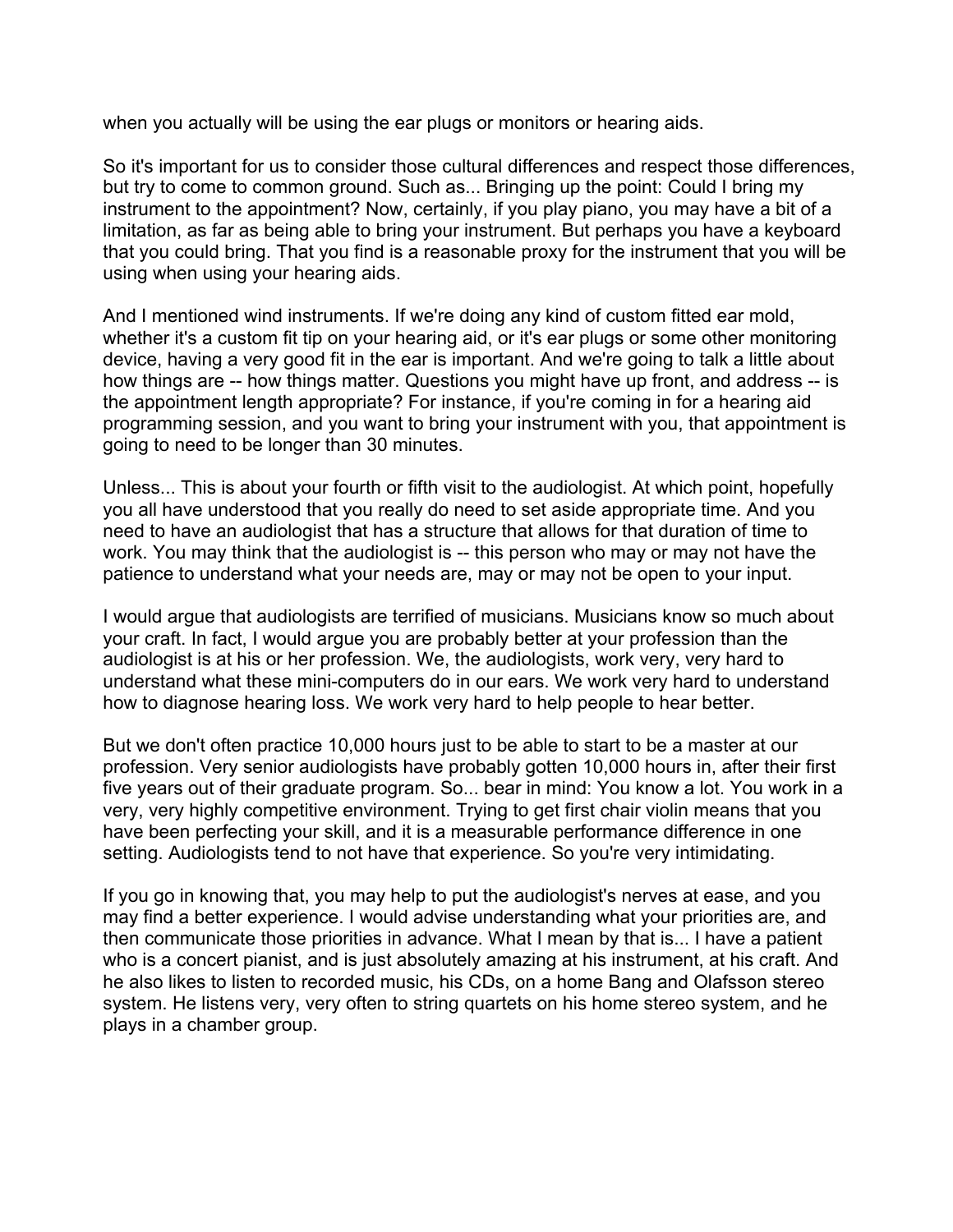when you actually will be using the ear plugs or monitors or hearing aids.

So it's important for us to consider those cultural differences and respect those differences, but try to come to common ground. Such as... Bringing up the point: Could I bring my instrument to the appointment? Now, certainly, if you play piano, you may have a bit of a limitation, as far as being able to bring your instrument. But perhaps you have a keyboard that you could bring. That you find is a reasonable proxy for the instrument that you will be using when using your hearing aids.

And I mentioned wind instruments. If we're doing any kind of custom fitted ear mold, whether it's a custom fit tip on your hearing aid, or it's ear plugs or some other monitoring device, having a very good fit in the ear is important. And we're going to talk a little about how things are -- how things matter. Questions you might have up front, and address -- is the appointment length appropriate? For instance, if you're coming in for a hearing aid programming session, and you want to bring your instrument with you, that appointment is going to need to be longer than 30 minutes.

Unless... This is about your fourth or fifth visit to the audiologist. At which point, hopefully you all have understood that you really do need to set aside appropriate time. And you need to have an audiologist that has a structure that allows for that duration of time to work. You may think that the audiologist is -- this person who may or may not have the patience to understand what your needs are, may or may not be open to your input.

I would argue that audiologists are terrified of musicians. Musicians know so much about your craft. In fact, I would argue you are probably better at your profession than the audiologist is at his or her profession. We, the audiologists, work very, very hard to understand what these mini-computers do in our ears. We work very hard to understand how to diagnose hearing loss. We work very hard to help people to hear better.

But we don't often practice 10,000 hours just to be able to start to be a master at our profession. Very senior audiologists have probably gotten 10,000 hours in, after their first five years out of their graduate program. So... bear in mind: You know a lot. You work in a very, very highly competitive environment. Trying to get first chair violin means that you have been perfecting your skill, and it is a measurable performance difference in one setting. Audiologists tend to not have that experience. So you're very intimidating.

If you go in knowing that, you may help to put the audiologist's nerves at ease, and you may find a better experience. I would advise understanding what your priorities are, and then communicate those priorities in advance. What I mean by that is... I have a patient who is a concert pianist, and is just absolutely amazing at his instrument, at his craft. And he also likes to listen to recorded music, his CDs, on a home Bang and Olafsson stereo system. He listens very, very often to string quartets on his home stereo system, and he plays in a chamber group.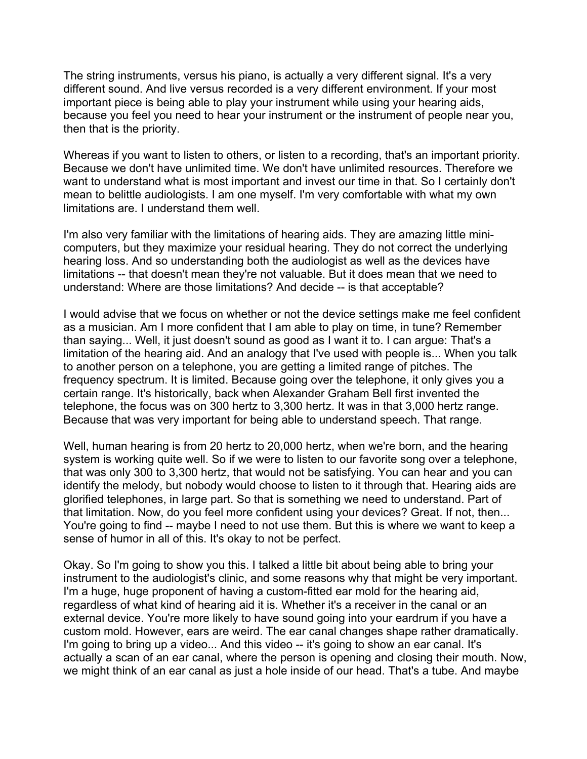The string instruments, versus his piano, is actually a very different signal. It's a very different sound. And live versus recorded is a very different environment. If your most important piece is being able to play your instrument while using your hearing aids, because you feel you need to hear your instrument or the instrument of people near you, then that is the priority.

Whereas if you want to listen to others, or listen to a recording, that's an important priority. Because we don't have unlimited time. We don't have unlimited resources. Therefore we want to understand what is most important and invest our time in that. So I certainly don't mean to belittle audiologists. I am one myself. I'm very comfortable with what my own limitations are. I understand them well.

I'm also very familiar with the limitations of hearing aids. They are amazing little mini-computers, but they maximize your residual hearing. They do not correct the underlying hearing loss. And so understanding both the audiologist as well as the devices have limitations -- that doesn't mean they're not valuable. But it does mean that we need to understand: Where are those limitations? And decide -- is that acceptable?

I would advise that we focus on whether or not the device settings make me feel confident as a musician. Am I more confident that I am able to play on time, in tune? Remember than saying... Well, it just doesn't sound as good as I want it to. I can argue: That's a limitation of the hearing aid. And an analogy that I've used with people is... When you talk to another person on a telephone, you are getting a limited range of pitches. The frequency spectrum. It is limited. Because going over the telephone, it only gives you a certain range. It's historically, back when Alexander Graham Bell first invented the telephone, the focus was on 300 hertz to 3,300 hertz. It was in that 3,000 hertz range. Because that was very important for being able to understand speech. That range.

Well, human hearing is from 20 hertz to 20,000 hertz, when we're born, and the hearing system is working quite well. So if we were to listen to our favorite song over a telephone, that was only 300 to 3,300 hertz, that would not be satisfying. You can hear and you can identify the melody, but nobody would choose to listen to it through that. Hearing aids are glorified telephones, in large part. So that is something we need to understand. Part of that limitation. Now, do you feel more confident using your devices? Great. If not, then... You're going to find -- maybe I need to not use them. But this is where we want to keep a sense of humor in all of this. It's okay to not be perfect.

Okay. So I'm going to show you this. I talked a little bit about being able to bring your instrument to the audiologist's clinic, and some reasons why that might be very important. I'm a huge, huge proponent of having a custom-fitted ear mold for the hearing aid, regardless of what kind of hearing aid it is. Whether it's a receiver in the canal or an external device. You're more likely to have sound going into your eardrum if you have a custom mold. However, ears are weird. The ear canal changes shape rather dramatically. I'm going to bring up a video... And this video -- it's going to show an ear canal. It's actually a scan of an ear canal, where the person is opening and closing their mouth. Now, we might think of an ear canal as just a hole inside of our head. That's a tube. And maybe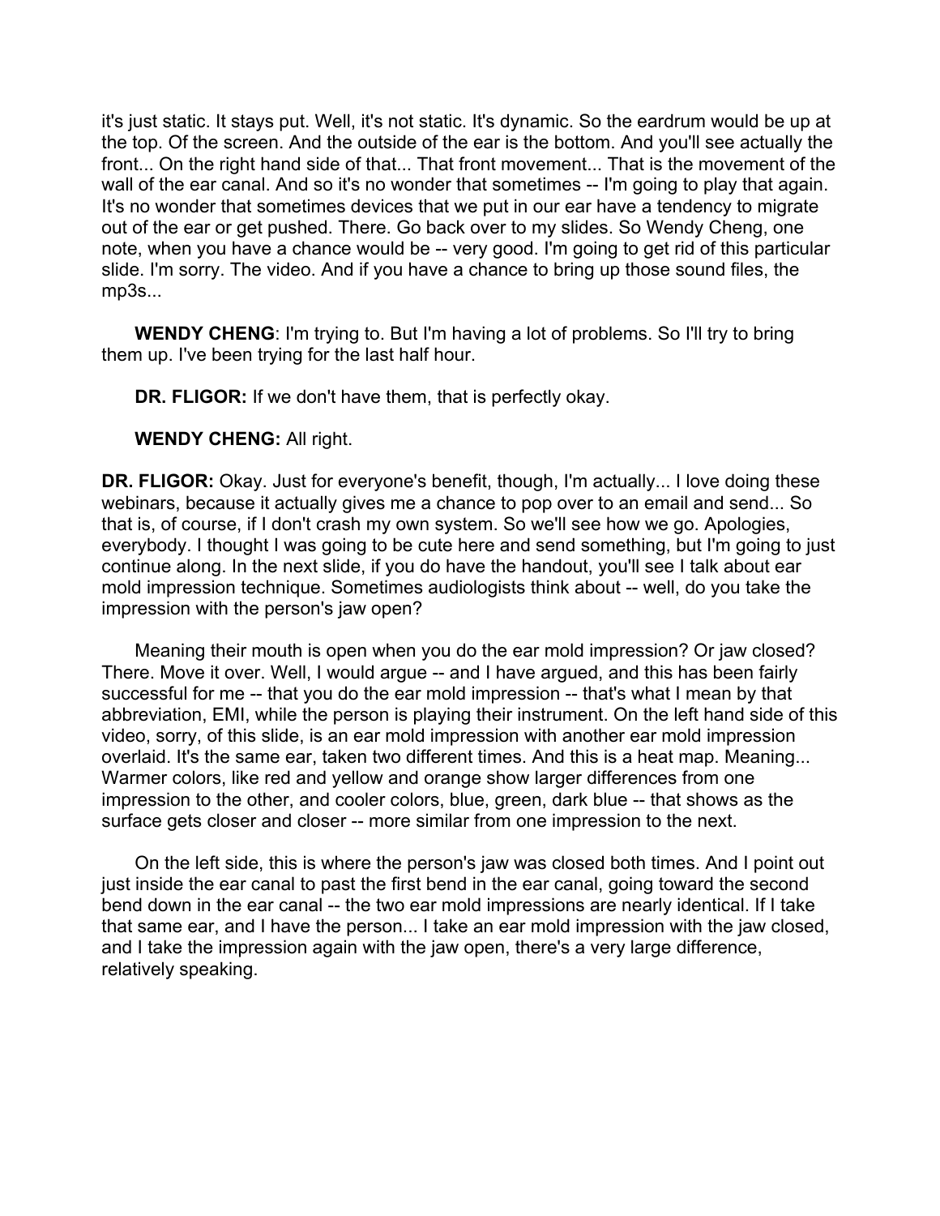it's just static. It stays put. Well, it's not static. It's dynamic. So the eardrum would be up at the top. Of the screen. And the outside of the ear is the bottom. And you'll see actually the front... On the right hand side of that... That front movement... That is the movement of the wall of the ear canal. And so it's no wonder that sometimes -- I'm going to play that again. It's no wonder that sometimes devices that we put in our ear have a tendency to migrate out of the ear or get pushed. There. Go back over to my slides. So Wendy Cheng, one note, when you have a chance would be -- very good. I'm going to get rid of this particular slide. I'm sorry. The video. And if you have a chance to bring up those sound files, the mp3s...

**WENDY CHENG**: I'm trying to. But I'm having a lot of problems. So I'll try to bring them up. I've been trying for the last half hour.

**DR. FLIGOR:** If we don't have them, that is perfectly okay.

**WENDY CHENG:** All right.

**DR. FLIGOR:** Okay. Just for everyone's benefit, though, I'm actually... I love doing these webinars, because it actually gives me a chance to pop over to an email and send... So that is, of course, if I don't crash my own system. So we'll see how we go. Apologies, everybody. I thought I was going to be cute here and send something, but I'm going to just continue along. In the next slide, if you do have the handout, you'll see I talk about ear mold impression technique. Sometimes audiologists think about -- well, do you take the impression with the person's jaw open?

Meaning their mouth is open when you do the ear mold impression? Or jaw closed? There. Move it over. Well, I would argue -- and I have argued, and this has been fairly successful for me -- that you do the ear mold impression -- that's what I mean by that abbreviation, EMI, while the person is playing their instrument. On the left hand side of this video, sorry, of this slide, is an ear mold impression with another ear mold impression overlaid. It's the same ear, taken two different times. And this is a heat map. Meaning... Warmer colors, like red and yellow and orange show larger differences from one impression to the other, and cooler colors, blue, green, dark blue -- that shows as the surface gets closer and closer -- more similar from one impression to the next.

On the left side, this is where the person's jaw was closed both times. And I point out just inside the ear canal to past the first bend in the ear canal, going toward the second bend down in the ear canal -- the two ear mold impressions are nearly identical. If I take that same ear, and I have the person... I take an ear mold impression with the jaw closed, and I take the impression again with the jaw open, there's a very large difference, relatively speaking.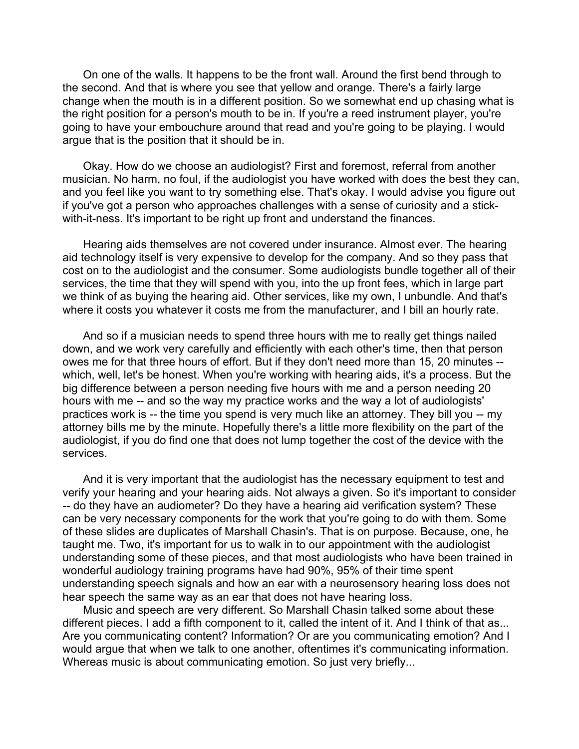On one of the walls. It happens to be the front wall. Around the first bend through to the second. And that is where you see that yellow and orange. There's a fairly large change when the mouth is in a different position. So we somewhat end up chasing what is the right position for a person's mouth to be in. If you're a reed instrument player, you're going to have your embouchure around that read and you're going to be playing. I would argue that is the position that it should be in.

Okay. How do we choose an audiologist? First and foremost, referral from another musician. No harm, no foul, if the audiologist you have worked with does the best they can, and you feel like you want to try something else. That's okay. I would advise you figure out if you've got a person who approaches challenges with a sense of curiosity and a stick-with-it-ness. It's important to be right up front and understand the finances.

Hearing aids themselves are not covered under insurance. Almost ever. The hearing aid technology itself is very expensive to develop for the company. And so they pass that cost on to the audiologist and the consumer. Some audiologists bundle together all of their services, the time that they will spend with you, into the up front fees, which in large part we think of as buying the hearing aid. Other services, like my own, I unbundle. And that's where it costs you whatever it costs me from the manufacturer, and I bill an hourly rate.

And so if a musician needs to spend three hours with me to really get things nailed down, and we work very carefully and efficiently with each other's time, then that person owes me for that three hours of effort. But if they don't need more than 15, 20 minutes -- which, well, let's be honest. When you're working with hearing aids, it's a process. But the big difference between a person needing five hours with me and a person needing 20 hours with me -- and so the way my practice works and the way a lot of audiologists' practices work is -- the time you spend is very much like an attorney. They bill you -- my attorney bills me by the minute. Hopefully there's a little more flexibility on the part of the audiologist, if you do find one that does not lump together the cost of the device with the services.

And it is very important that the audiologist has the necessary equipment to test and verify your hearing and your hearing aids. Not always a given. So it's important to consider -- do they have an audiometer? Do they have a hearing aid verification system? These can be very necessary components for the work that you're going to do with them. Some of these slides are duplicates of Marshall Chasin's. That is on purpose. Because, one, he taught me. Two, it's important for us to walk in to our appointment with the audiologist understanding some of these pieces, and that most audiologists who have been trained in wonderful audiology training programs have had 90%, 95% of their time spent understanding speech signals and how an ear with a neurosensory hearing loss does not hear speech the same way as an ear that does not have hearing loss.

Music and speech are very different. So Marshall Chasin talked some about these different pieces. I add a fifth component to it, called the intent of it. And I think of that as... Are you communicating content? Information? Or are you communicating emotion? And I would argue that when we talk to one another, oftentimes it's communicating information. Whereas music is about communicating emotion. So just very briefly...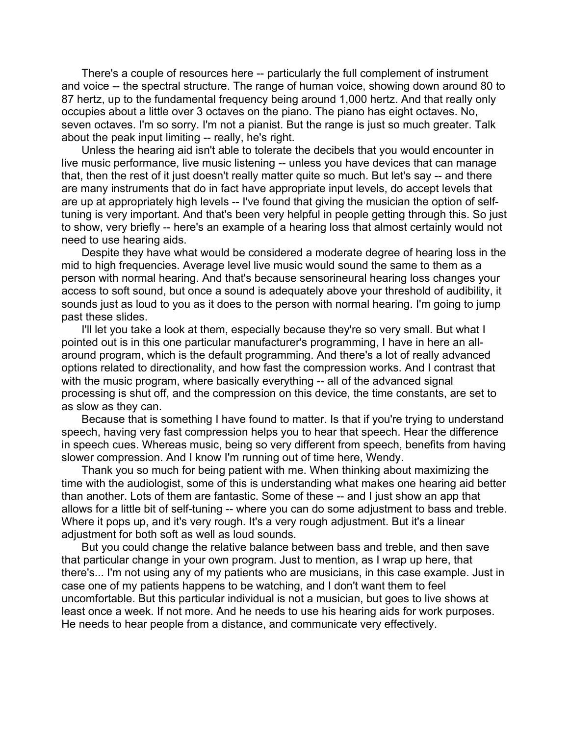There's a couple of resources here -- particularly the full complement of instrument and voice -- the spectral structure. The range of human voice, showing down around 80 to 87 hertz, up to the fundamental frequency being around 1,000 hertz. And that really only occupies about a little over 3 octaves on the piano. The piano has eight octaves. No, seven octaves. I'm so sorry. I'm not a pianist. But the range is just so much greater. Talk about the peak input limiting -- really, he's right.

Unless the hearing aid isn't able to tolerate the decibels that you would encounter in live music performance, live music listening -- unless you have devices that can manage that, then the rest of it just doesn't really matter quite so much. But let's say -- and there are many instruments that do in fact have appropriate input levels, do accept levels that are up at appropriately high levels -- I've found that giving the musician the option of self-tuning is very important. And that's been very helpful in people getting through this. So just to show, very briefly -- here's an example of a hearing loss that almost certainly would not need to use hearing aids.

Despite they have what would be considered a moderate degree of hearing loss in the mid to high frequencies. Average level live music would sound the same to them as a person with normal hearing. And that's because sensorineural hearing loss changes your access to soft sound, but once a sound is adequately above your threshold of audibility, it sounds just as loud to you as it does to the person with normal hearing. I'm going to jump past these slides.

I'll let you take a look at them, especially because they're so very small. But what I pointed out is in this one particular manufacturer's programming, I have in here an all-around program, which is the default programming. And there's a lot of really advanced options related to directionality, and how fast the compression works. And I contrast that with the music program, where basically everything -- all of the advanced signal processing is shut off, and the compression on this device, the time constants, are set to as slow as they can.

Because that is something I have found to matter. Is that if you're trying to understand speech, having very fast compression helps you to hear that speech. Hear the difference in speech cues. Whereas music, being so very different from speech, benefits from having slower compression. And I know I'm running out of time here, Wendy.

Thank you so much for being patient with me. When thinking about maximizing the time with the audiologist, some of this is understanding what makes one hearing aid better than another. Lots of them are fantastic. Some of these -- and I just show an app that allows for a little bit of self-tuning -- where you can do some adjustment to bass and treble. Where it pops up, and it's very rough. It's a very rough adjustment. But it's a linear adjustment for both soft as well as loud sounds.

But you could change the relative balance between bass and treble, and then save that particular change in your own program. Just to mention, as I wrap up here, that there's... I'm not using any of my patients who are musicians, in this case example. Just in case one of my patients happens to be watching, and I don't want them to feel uncomfortable. But this particular individual is not a musician, but goes to live shows at least once a week. If not more. And he needs to use his hearing aids for work purposes. He needs to hear people from a distance, and communicate very effectively.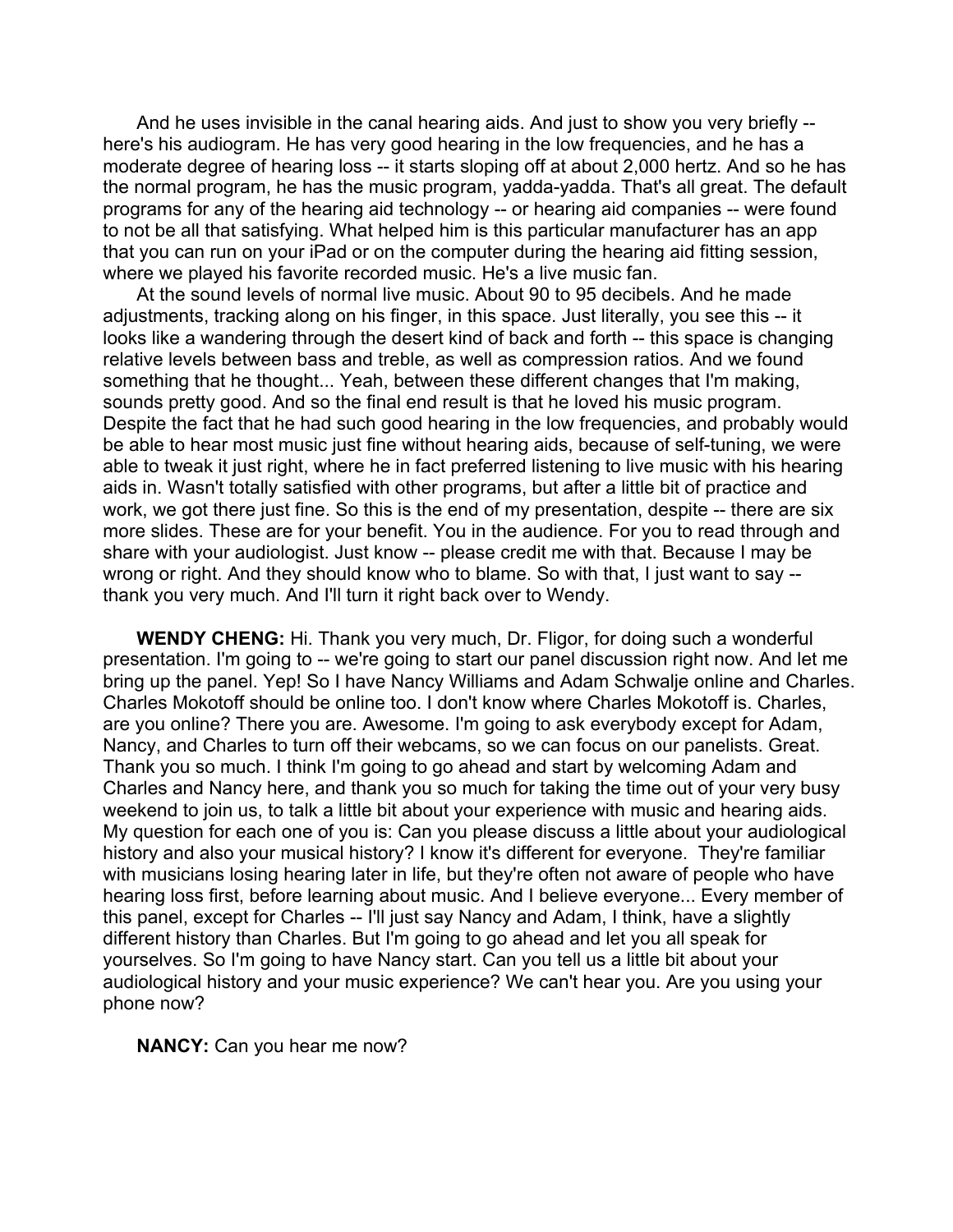And he uses invisible in the canal hearing aids. And just to show you very briefly -- here's his audiogram. He has very good hearing in the low frequencies, and he has a moderate degree of hearing loss -- it starts sloping off at about 2,000 hertz. And so he has the normal program, he has the music program, yadda-yadda. That's all great. The default programs for any of the hearing aid technology -- or hearing aid companies -- were found to not be all that satisfying. What helped him is this particular manufacturer has an app that you can run on your iPad or on the computer during the hearing aid fitting session, where we played his favorite recorded music. He's a live music fan.

At the sound levels of normal live music. About 90 to 95 decibels. And he made adjustments, tracking along on his finger, in this space. Just literally, you see this -- it looks like a wandering through the desert kind of back and forth -- this space is changing relative levels between bass and treble, as well as compression ratios. And we found something that he thought... Yeah, between these different changes that I'm making, sounds pretty good. And so the final end result is that he loved his music program. Despite the fact that he had such good hearing in the low frequencies, and probably would be able to hear most music just fine without hearing aids, because of self-tuning, we were able to tweak it just right, where he in fact preferred listening to live music with his hearing aids in. Wasn't totally satisfied with other programs, but after a little bit of practice and work, we got there just fine. So this is the end of my presentation, despite -- there are six more slides. These are for your benefit. You in the audience. For you to read through and share with your audiologist. Just know -- please credit me with that. Because I may be wrong or right. And they should know who to blame. So with that, I just want to say -- thank you very much. And I'll turn it right back over to Wendy.

**WENDY CHENG:** Hi. Thank you very much, Dr. Fligor, for doing such a wonderful presentation. I'm going to -- we're going to start our panel discussion right now. And let me bring up the panel. Yep! So I have Nancy Williams and Adam Schwalje online and Charles. Charles Mokotoff should be online too. I don't know where Charles Mokotoff is. Charles, are you online? There you are. Awesome. I'm going to ask everybody except for Adam, Nancy, and Charles to turn off their webcams, so we can focus on our panelists. Great. Thank you so much. I think I'm going to go ahead and start by welcoming Adam and Charles and Nancy here, and thank you so much for taking the time out of your very busy weekend to join us, to talk a little bit about your experience with music and hearing aids. My question for each one of you is: Can you please discuss a little about your audiological history and also your musical history? I know it's different for everyone. They're familiar with musicians losing hearing later in life, but they're often not aware of people who have hearing loss first, before learning about music. And I believe everyone... Every member of this panel, except for Charles -- I'll just say Nancy and Adam, I think, have a slightly different history than Charles. But I'm going to go ahead and let you all speak for yourselves. So I'm going to have Nancy start. Can you tell us a little bit about your audiological history and your music experience? We can't hear you. Are you using your phone now?

**NANCY:** Can you hear me now?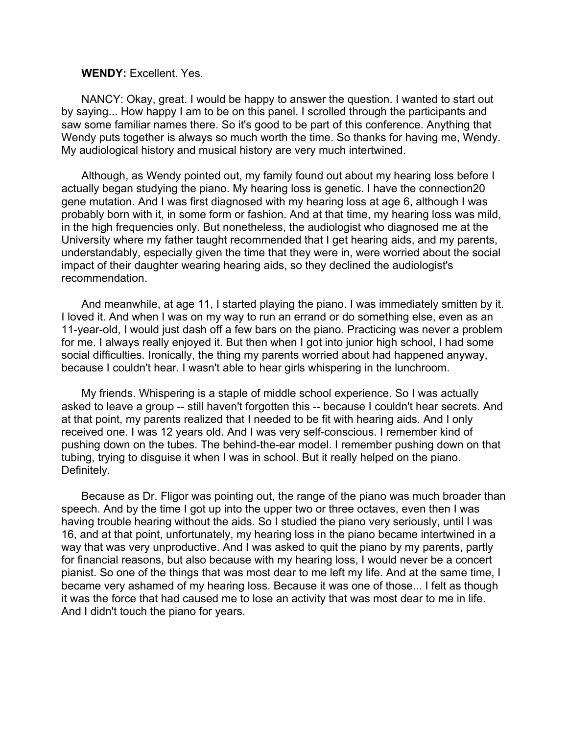**WENDY:** Excellent. Yes.

NANCY: Okay, great. I would be happy to answer the question. I wanted to start out by saying... How happy I am to be on this panel. I scrolled through the participants and saw some familiar names there. So it's good to be part of this conference. Anything that Wendy puts together is always so much worth the time. So thanks for having me, Wendy. My audiological history and musical history are very much intertwined.

Although, as Wendy pointed out, my family found out about my hearing loss before I actually began studying the piano. My hearing loss is genetic. I have the connection20 gene mutation. And I was first diagnosed with my hearing loss at age 6, although I was probably born with it, in some form or fashion. And at that time, my hearing loss was mild, in the high frequencies only. But nonetheless, the audiologist who diagnosed me at the University where my father taught recommended that I get hearing aids, and my parents, understandably, especially given the time that they were in, were worried about the social impact of their daughter wearing hearing aids, so they declined the audiologist's recommendation.

And meanwhile, at age 11, I started playing the piano. I was immediately smitten by it. I loved it. And when I was on my way to run an errand or do something else, even as an 11-year-old, I would just dash off a few bars on the piano. Practicing was never a problem for me. I always really enjoyed it. But then when I got into junior high school, I had some social difficulties. Ironically, the thing my parents worried about had happened anyway, because I couldn't hear. I wasn't able to hear girls whispering in the lunchroom.

My friends. Whispering is a staple of middle school experience. So I was actually asked to leave a group -- still haven't forgotten this -- because I couldn't hear secrets. And at that point, my parents realized that I needed to be fit with hearing aids. And I only received one. I was 12 years old. And I was very self-conscious. I remember kind of pushing down on the tubes. The behind-the-ear model. I remember pushing down on that tubing, trying to disguise it when I was in school. But it really helped on the piano. Definitely.

Because as Dr. Fligor was pointing out, the range of the piano was much broader than speech. And by the time I got up into the upper two or three octaves, even then I was having trouble hearing without the aids. So I studied the piano very seriously, until I was 16, and at that point, unfortunately, my hearing loss in the piano became intertwined in a way that was very unproductive. And I was asked to quit the piano by my parents, partly for financial reasons, but also because with my hearing loss, I would never be a concert pianist. So one of the things that was most dear to me left my life. And at the same time, I became very ashamed of my hearing loss. Because it was one of those... I felt as though it was the force that had caused me to lose an activity that was most dear to me in life. And I didn't touch the piano for years.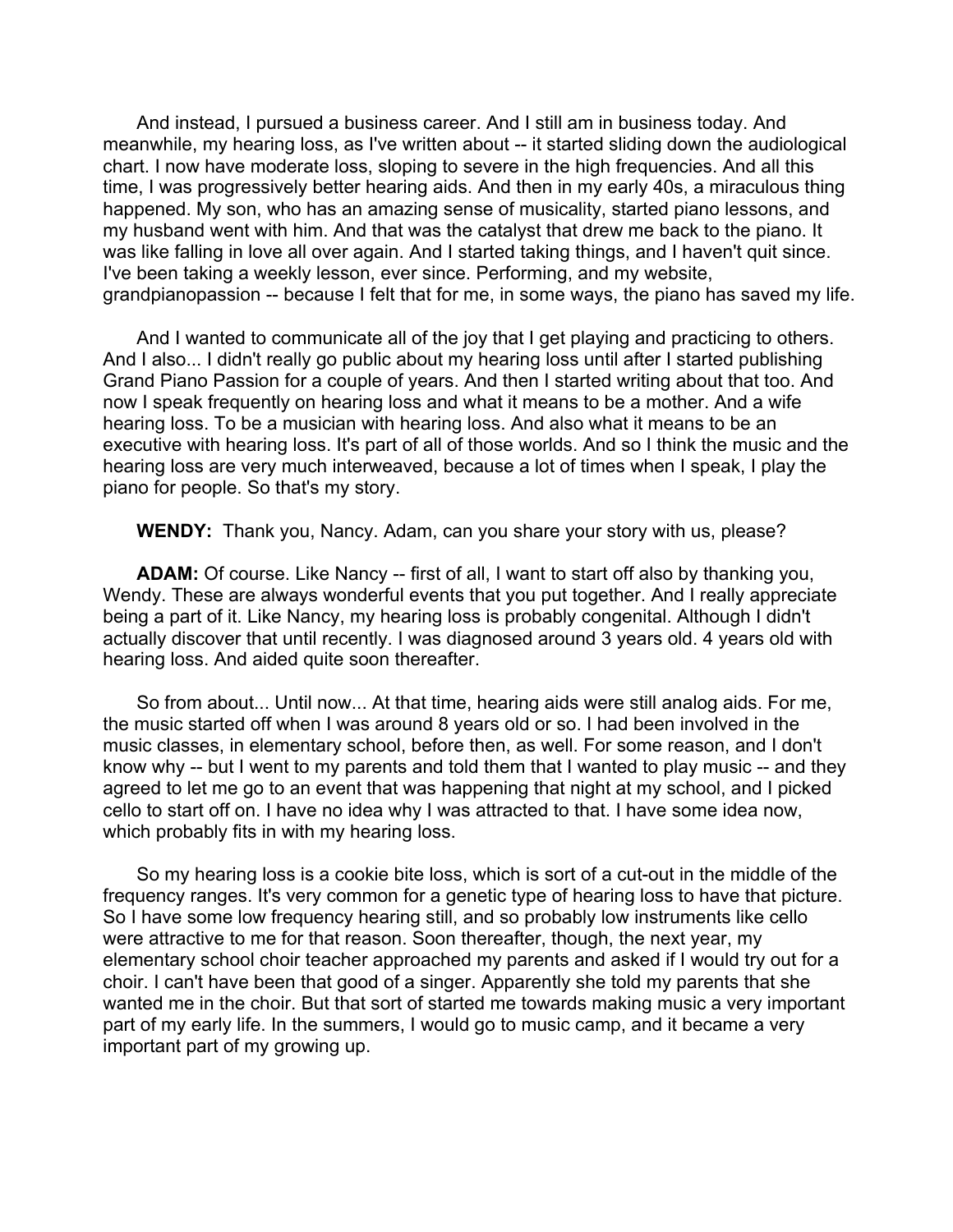And instead, I pursued a business career. And I still am in business today. And meanwhile, my hearing loss, as I've written about -- it started sliding down the audiological chart. I now have moderate loss, sloping to severe in the high frequencies. And all this time, I was progressively better hearing aids. And then in my early 40s, a miraculous thing happened. My son, who has an amazing sense of musicality, started piano lessons, and my husband went with him. And that was the catalyst that drew me back to the piano. It was like falling in love all over again. And I started taking things, and I haven't quit since. I've been taking a weekly lesson, ever since. Performing, and my website, grandpianopassion -- because I felt that for me, in some ways, the piano has saved my life.

And I wanted to communicate all of the joy that I get playing and practicing to others. And I also... I didn't really go public about my hearing loss until after I started publishing Grand Piano Passion for a couple of years. And then I started writing about that too. And now I speak frequently on hearing loss and what it means to be a mother. And a wife hearing loss. To be a musician with hearing loss. And also what it means to be an executive with hearing loss. It's part of all of those worlds. And so I think the music and the hearing loss are very much interweaved, because a lot of times when I speak, I play the piano for people. So that's my story.

**WENDY:** Thank you, Nancy. Adam, can you share your story with us, please?

**ADAM:** Of course. Like Nancy -- first of all, I want to start off also by thanking you, Wendy. These are always wonderful events that you put together. And I really appreciate being a part of it. Like Nancy, my hearing loss is probably congenital. Although I didn't actually discover that until recently. I was diagnosed around 3 years old. 4 years old with hearing loss. And aided quite soon thereafter.

So from about... Until now... At that time, hearing aids were still analog aids. For me, the music started off when I was around 8 years old or so. I had been involved in the music classes, in elementary school, before then, as well. For some reason, and I don't know why -- but I went to my parents and told them that I wanted to play music -- and they agreed to let me go to an event that was happening that night at my school, and I picked cello to start off on. I have no idea why I was attracted to that. I have some idea now, which probably fits in with my hearing loss.

So my hearing loss is a cookie bite loss, which is sort of a cut-out in the middle of the frequency ranges. It's very common for a genetic type of hearing loss to have that picture. So I have some low frequency hearing still, and so probably low instruments like cello were attractive to me for that reason. Soon thereafter, though, the next year, my elementary school choir teacher approached my parents and asked if I would try out for a choir. I can't have been that good of a singer. Apparently she told my parents that she wanted me in the choir. But that sort of started me towards making music a very important part of my early life. In the summers, I would go to music camp, and it became a very important part of my growing up.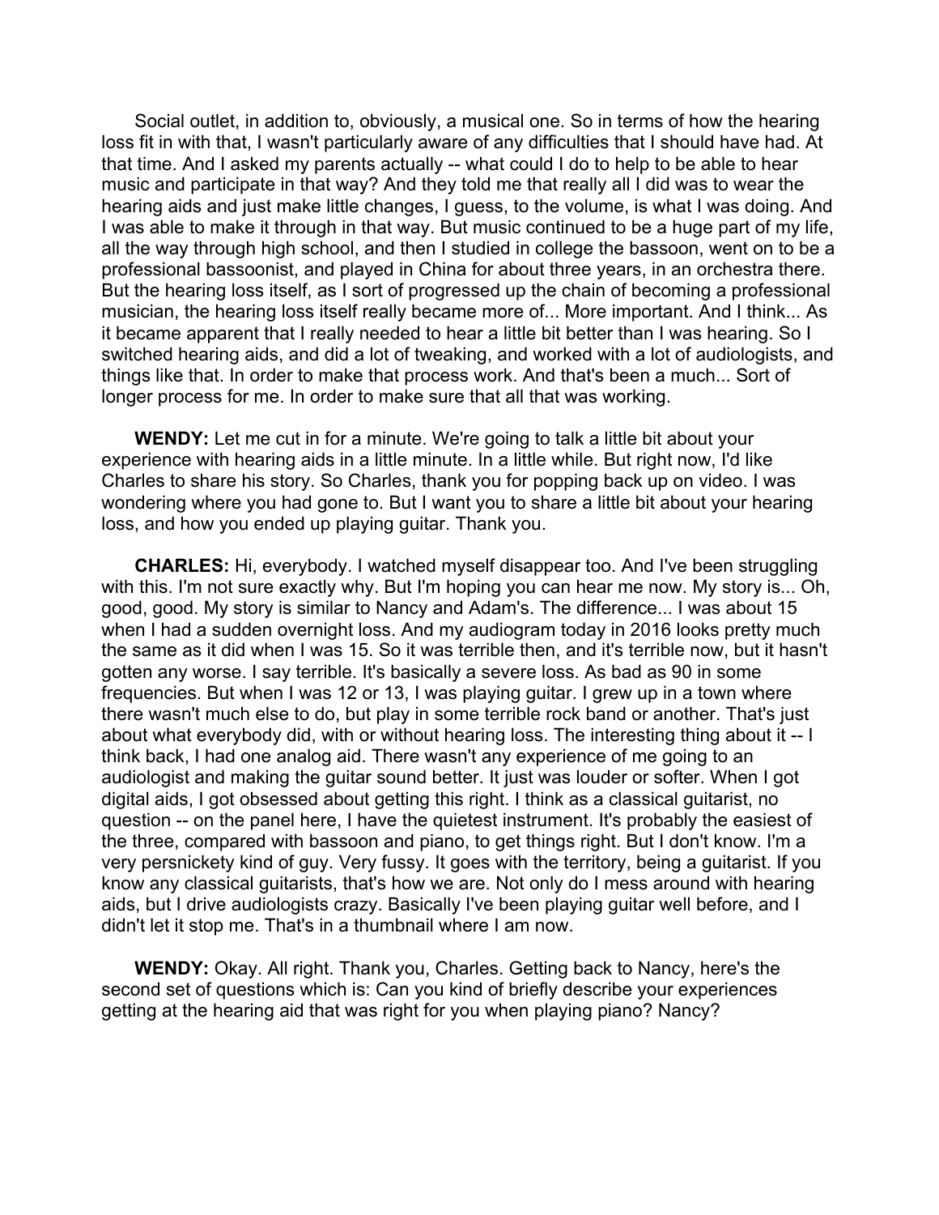Social outlet, in addition to, obviously, a musical one. So in terms of how the hearing loss fit in with that, I wasn't particularly aware of any difficulties that I should have had. At that time. And I asked my parents actually -- what could I do to help to be able to hear music and participate in that way? And they told me that really all I did was to wear the hearing aids and just make little changes, I guess, to the volume, is what I was doing. And I was able to make it through in that way. But music continued to be a huge part of my life, all the way through high school, and then I studied in college the bassoon, went on to be a professional bassoonist, and played in China for about three years, in an orchestra there. But the hearing loss itself, as I sort of progressed up the chain of becoming a professional musician, the hearing loss itself really became more of... More important. And I think... As it became apparent that I really needed to hear a little bit better than I was hearing. So I switched hearing aids, and did a lot of tweaking, and worked with a lot of audiologists, and things like that. In order to make that process work. And that's been a much... Sort of longer process for me. In order to make sure that all that was working.

**WENDY:** Let me cut in for a minute. We're going to talk a little bit about your experience with hearing aids in a little minute. In a little while. But right now, I'd like Charles to share his story. So Charles, thank you for popping back up on video. I was wondering where you had gone to. But I want you to share a little bit about your hearing loss, and how you ended up playing guitar. Thank you.

**CHARLES:** Hi, everybody. I watched myself disappear too. And I've been struggling with this. I'm not sure exactly why. But I'm hoping you can hear me now. My story is... Oh, good, good. My story is similar to Nancy and Adam's. The difference... I was about 15 when I had a sudden overnight loss. And my audiogram today in 2016 looks pretty much the same as it did when I was 15. So it was terrible then, and it's terrible now, but it hasn't gotten any worse. I say terrible. It's basically a severe loss. As bad as 90 in some frequencies. But when I was 12 or 13, I was playing guitar. I grew up in a town where there wasn't much else to do, but play in some terrible rock band or another. That's just about what everybody did, with or without hearing loss. The interesting thing about it -- I think back, I had one analog aid. There wasn't any experience of me going to an audiologist and making the guitar sound better. It just was louder or softer. When I got digital aids, I got obsessed about getting this right. I think as a classical guitarist, no question -- on the panel here, I have the quietest instrument. It's probably the easiest of the three, compared with bassoon and piano, to get things right. But I don't know. I'm a very persnickety kind of guy. Very fussy. It goes with the territory, being a guitarist. If you know any classical guitarists, that's how we are. Not only do I mess around with hearing aids, but I drive audiologists crazy. Basically I've been playing guitar well before, and I didn't let it stop me. That's in a thumbnail where I am now.

**WENDY:** Okay. All right. Thank you, Charles. Getting back to Nancy, here's the second set of questions which is: Can you kind of briefly describe your experiences getting at the hearing aid that was right for you when playing piano? Nancy?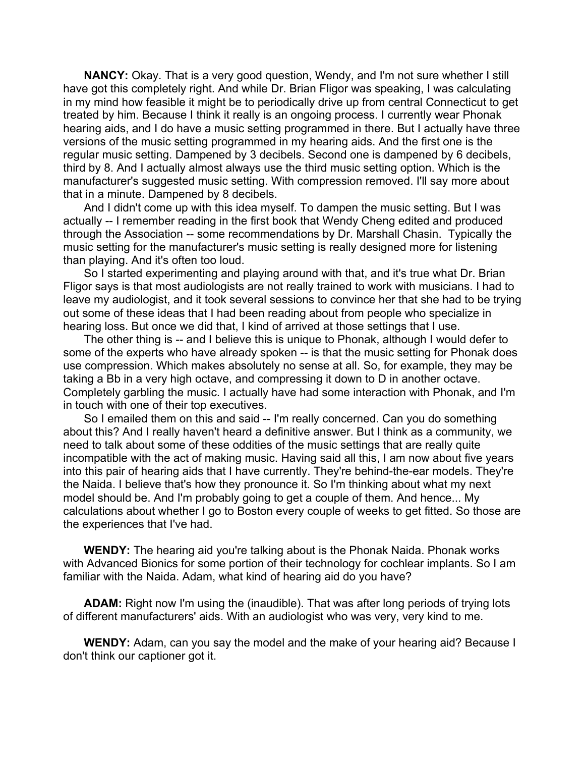**NANCY:** Okay. That is a very good question, Wendy, and I'm not sure whether I still have got this completely right. And while Dr. Brian Fligor was speaking, I was calculating in my mind how feasible it might be to periodically drive up from central Connecticut to get treated by him. Because I think it really is an ongoing process. I currently wear Phonak hearing aids, and I do have a music setting programmed in there. But I actually have three versions of the music setting programmed in my hearing aids. And the first one is the regular music setting. Dampened by 3 decibels. Second one is dampened by 6 decibels, third by 8. And I actually almost always use the third music setting option. Which is the manufacturer's suggested music setting. With compression removed. I'll say more about that in a minute. Dampened by 8 decibels.

And I didn't come up with this idea myself. To dampen the music setting. But I was actually -- I remember reading in the first book that Wendy Cheng edited and produced through the Association -- some recommendations by Dr. Marshall Chasin. Typically the music setting for the manufacturer's music setting is really designed more for listening than playing. And it's often too loud.

So I started experimenting and playing around with that, and it's true what Dr. Brian Fligor says is that most audiologists are not really trained to work with musicians. I had to leave my audiologist, and it took several sessions to convince her that she had to be trying out some of these ideas that I had been reading about from people who specialize in hearing loss. But once we did that, I kind of arrived at those settings that I use.

The other thing is -- and I believe this is unique to Phonak, although I would defer to some of the experts who have already spoken -- is that the music setting for Phonak does use compression. Which makes absolutely no sense at all. So, for example, they may be taking a Bb in a very high octave, and compressing it down to D in another octave. Completely garbling the music. I actually have had some interaction with Phonak, and I'm in touch with one of their top executives.

So I emailed them on this and said -- I'm really concerned. Can you do something about this? And I really haven't heard a definitive answer. But I think as a community, we need to talk about some of these oddities of the music settings that are really quite incompatible with the act of making music. Having said all this, I am now about five years into this pair of hearing aids that I have currently. They're behind-the-ear models. They're the Naida. I believe that's how they pronounce it. So I'm thinking about what my next model should be. And I'm probably going to get a couple of them. And hence... My calculations about whether I go to Boston every couple of weeks to get fitted. So those are the experiences that I've had.

**WENDY:** The hearing aid you're talking about is the Phonak Naida. Phonak works with Advanced Bionics for some portion of their technology for cochlear implants. So I am familiar with the Naida. Adam, what kind of hearing aid do you have?

**ADAM:** Right now I'm using the (inaudible). That was after long periods of trying lots of different manufacturers' aids. With an audiologist who was very, very kind to me.

**WENDY:** Adam, can you say the model and the make of your hearing aid? Because I don't think our captioner got it.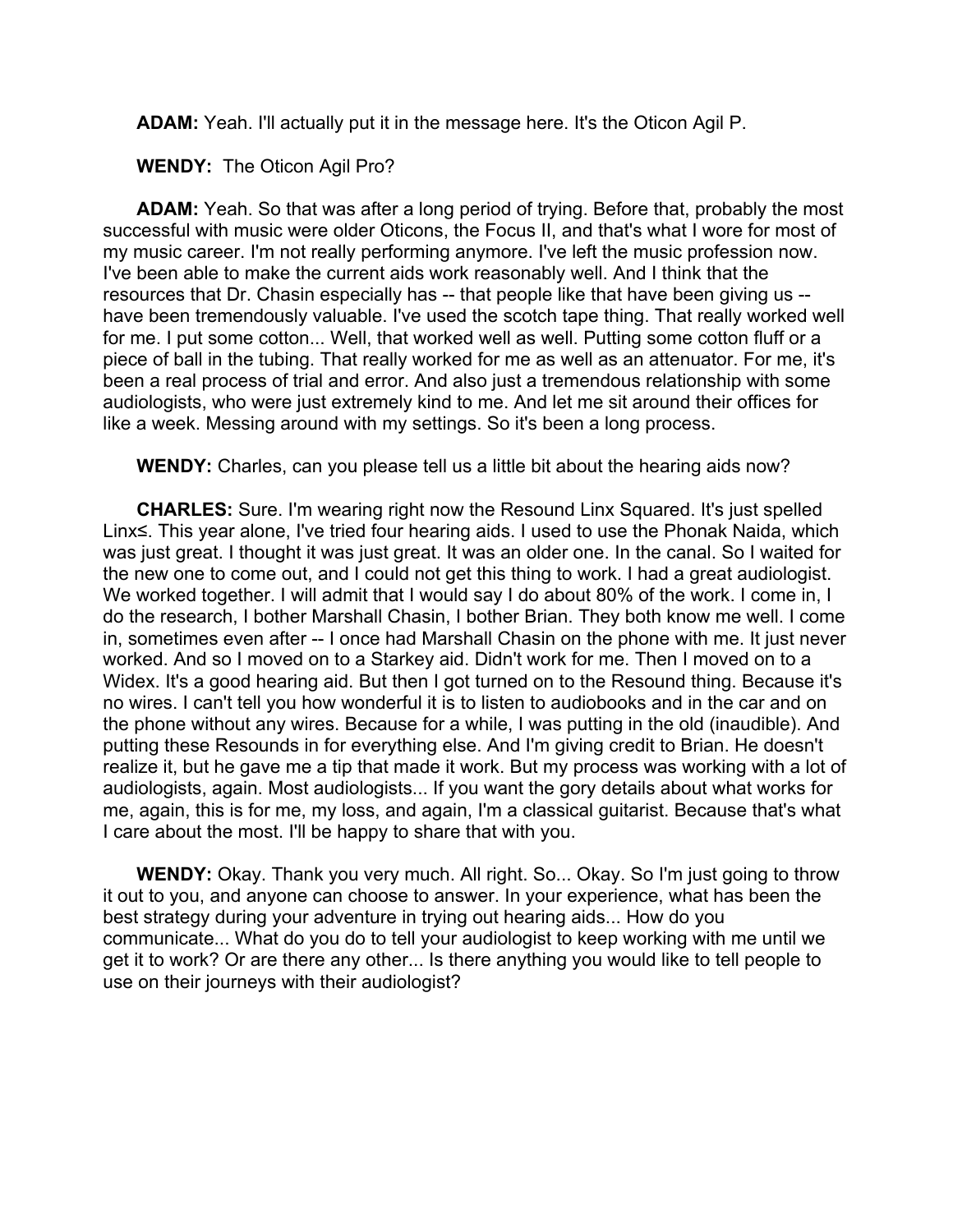**ADAM:** Yeah. I'll actually put it in the message here. It's the Oticon Agil P.

**WENDY:** The Oticon Agil Pro?

**ADAM:** Yeah. So that was after a long period of trying. Before that, probably the most successful with music were older Oticons, the Focus II, and that's what I wore for most of my music career. I'm not really performing anymore. I've left the music profession now. I've been able to make the current aids work reasonably well. And I think that the resources that Dr. Chasin especially has -- that people like that have been giving us -- have been tremendously valuable. I've used the scotch tape thing. That really worked well for me. I put some cotton... Well, that worked well as well. Putting some cotton fluff or a piece of ball in the tubing. That really worked for me as well as an attenuator. For me, it's been a real process of trial and error. And also just a tremendous relationship with some audiologists, who were just extremely kind to me. And let me sit around their offices for like a week. Messing around with my settings. So it's been a long process.

**WENDY:** Charles, can you please tell us a little bit about the hearing aids now?

**CHARLES:** Sure. I'm wearing right now the Resound Linx Squared. It's just spelled Linx≤. This year alone, I've tried four hearing aids. I used to use the Phonak Naida, which was just great. I thought it was just great. It was an older one. In the canal. So I waited for the new one to come out, and I could not get this thing to work. I had a great audiologist. We worked together. I will admit that I would say I do about 80% of the work. I come in, I do the research, I bother Marshall Chasin, I bother Brian. They both know me well. I come in, sometimes even after -- I once had Marshall Chasin on the phone with me. It just never worked. And so I moved on to a Starkey aid. Didn't work for me. Then I moved on to a Widex. It's a good hearing aid. But then I got turned on to the Resound thing. Because it's no wires. I can't tell you how wonderful it is to listen to audiobooks and in the car and on the phone without any wires. Because for a while, I was putting in the old (inaudible). And putting these Resounds in for everything else. And I'm giving credit to Brian. He doesn't realize it, but he gave me a tip that made it work. But my process was working with a lot of audiologists, again. Most audiologists... If you want the gory details about what works for me, again, this is for me, my loss, and again, I'm a classical guitarist. Because that's what I care about the most. I'll be happy to share that with you.

**WENDY:** Okay. Thank you very much. All right. So... Okay. So I'm just going to throw it out to you, and anyone can choose to answer. In your experience, what has been the best strategy during your adventure in trying out hearing aids... How do you communicate... What do you do to tell your audiologist to keep working with me until we get it to work? Or are there any other... Is there anything you would like to tell people to use on their journeys with their audiologist?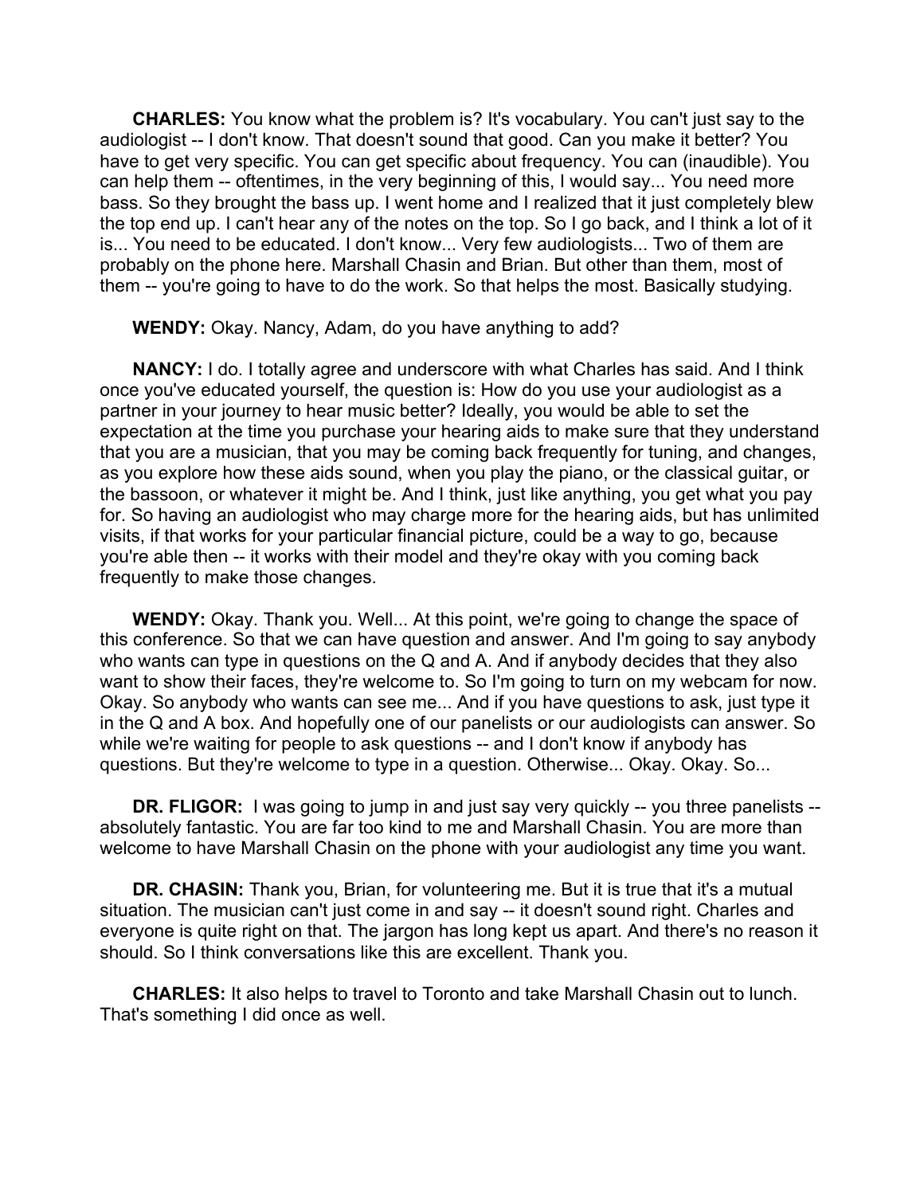**CHARLES:** You know what the problem is? It's vocabulary. You can't just say to the audiologist -- I don't know. That doesn't sound that good. Can you make it better? You have to get very specific. You can get specific about frequency. You can (inaudible). You can help them -- oftentimes, in the very beginning of this, I would say... You need more bass. So they brought the bass up. I went home and I realized that it just completely blew the top end up. I can't hear any of the notes on the top. So I go back, and I think a lot of it is... You need to be educated. I don't know... Very few audiologists... Two of them are probably on the phone here. Marshall Chasin and Brian. But other than them, most of them -- you're going to have to do the work. So that helps the most. Basically studying.

**WENDY:** Okay. Nancy, Adam, do you have anything to add?

**NANCY:** I do. I totally agree and underscore with what Charles has said. And I think once you've educated yourself, the question is: How do you use your audiologist as a partner in your journey to hear music better? Ideally, you would be able to set the expectation at the time you purchase your hearing aids to make sure that they understand that you are a musician, that you may be coming back frequently for tuning, and changes, as you explore how these aids sound, when you play the piano, or the classical guitar, or the bassoon, or whatever it might be. And I think, just like anything, you get what you pay for. So having an audiologist who may charge more for the hearing aids, but has unlimited visits, if that works for your particular financial picture, could be a way to go, because you're able then -- it works with their model and they're okay with you coming back frequently to make those changes.

**WENDY:** Okay. Thank you. Well... At this point, we're going to change the space of this conference. So that we can have question and answer. And I'm going to say anybody who wants can type in questions on the Q and A. And if anybody decides that they also want to show their faces, they're welcome to. So I'm going to turn on my webcam for now. Okay. So anybody who wants can see me... And if you have questions to ask, just type it in the Q and A box. And hopefully one of our panelists or our audiologists can answer. So while we're waiting for people to ask questions -- and I don't know if anybody has questions. But they're welcome to type in a question. Otherwise... Okay. Okay. So...

**DR. FLIGOR:** I was going to jump in and just say very quickly -- you three panelists -- absolutely fantastic. You are far too kind to me and Marshall Chasin. You are more than welcome to have Marshall Chasin on the phone with your audiologist any time you want.

**DR. CHASIN:** Thank you, Brian, for volunteering me. But it is true that it's a mutual situation. The musician can't just come in and say -- it doesn't sound right. Charles and everyone is quite right on that. The jargon has long kept us apart. And there's no reason it should. So I think conversations like this are excellent. Thank you.

**CHARLES:** It also helps to travel to Toronto and take Marshall Chasin out to lunch. That's something I did once as well.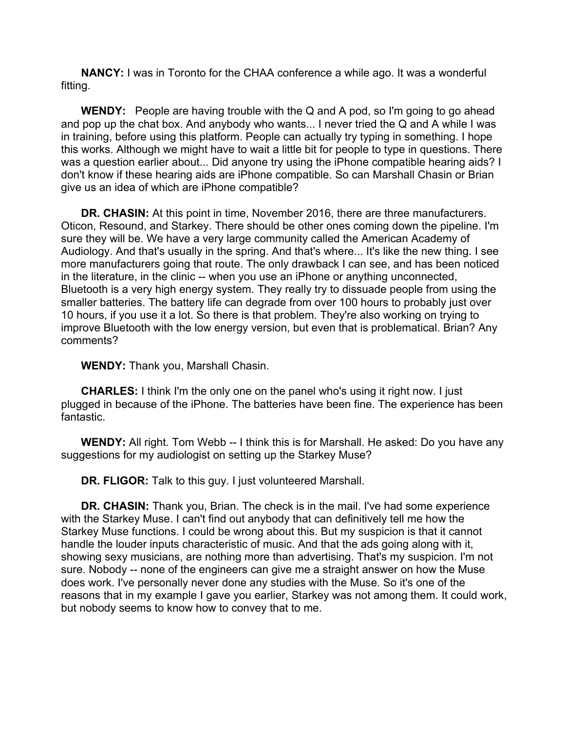**NANCY:** I was in Toronto for the CHAA conference a while ago. It was a wonderful fitting.

**WENDY:** People are having trouble with the Q and A pod, so I'm going to go ahead and pop up the chat box. And anybody who wants... I never tried the Q and A while I was in training, before using this platform. People can actually try typing in something. I hope this works. Although we might have to wait a little bit for people to type in questions. There was a question earlier about... Did anyone try using the iPhone compatible hearing aids? I don't know if these hearing aids are iPhone compatible. So can Marshall Chasin or Brian give us an idea of which are iPhone compatible?

**DR. CHASIN:** At this point in time, November 2016, there are three manufacturers. Oticon, Resound, and Starkey. There should be other ones coming down the pipeline. I'm sure they will be. We have a very large community called the American Academy of Audiology. And that's usually in the spring. And that's where... It's like the new thing. I see more manufacturers going that route. The only drawback I can see, and has been noticed in the literature, in the clinic -- when you use an iPhone or anything unconnected, Bluetooth is a very high energy system. They really try to dissuade people from using the smaller batteries. The battery life can degrade from over 100 hours to probably just over 10 hours, if you use it a lot. So there is that problem. They're also working on trying to improve Bluetooth with the low energy version, but even that is problematical. Brian? Any comments?

**WENDY:** Thank you, Marshall Chasin.

**CHARLES:** I think I'm the only one on the panel who's using it right now. I just plugged in because of the iPhone. The batteries have been fine. The experience has been fantastic.

**WENDY:** All right. Tom Webb -- I think this is for Marshall. He asked: Do you have any suggestions for my audiologist on setting up the Starkey Muse?

**DR. FLIGOR:** Talk to this guy. I just volunteered Marshall.

**DR. CHASIN:** Thank you, Brian. The check is in the mail. I've had some experience with the Starkey Muse. I can't find out anybody that can definitively tell me how the Starkey Muse functions. I could be wrong about this. But my suspicion is that it cannot handle the louder inputs characteristic of music. And that the ads going along with it, showing sexy musicians, are nothing more than advertising. That's my suspicion. I'm not sure. Nobody -- none of the engineers can give me a straight answer on how the Muse does work. I've personally never done any studies with the Muse. So it's one of the reasons that in my example I gave you earlier, Starkey was not among them. It could work, but nobody seems to know how to convey that to me.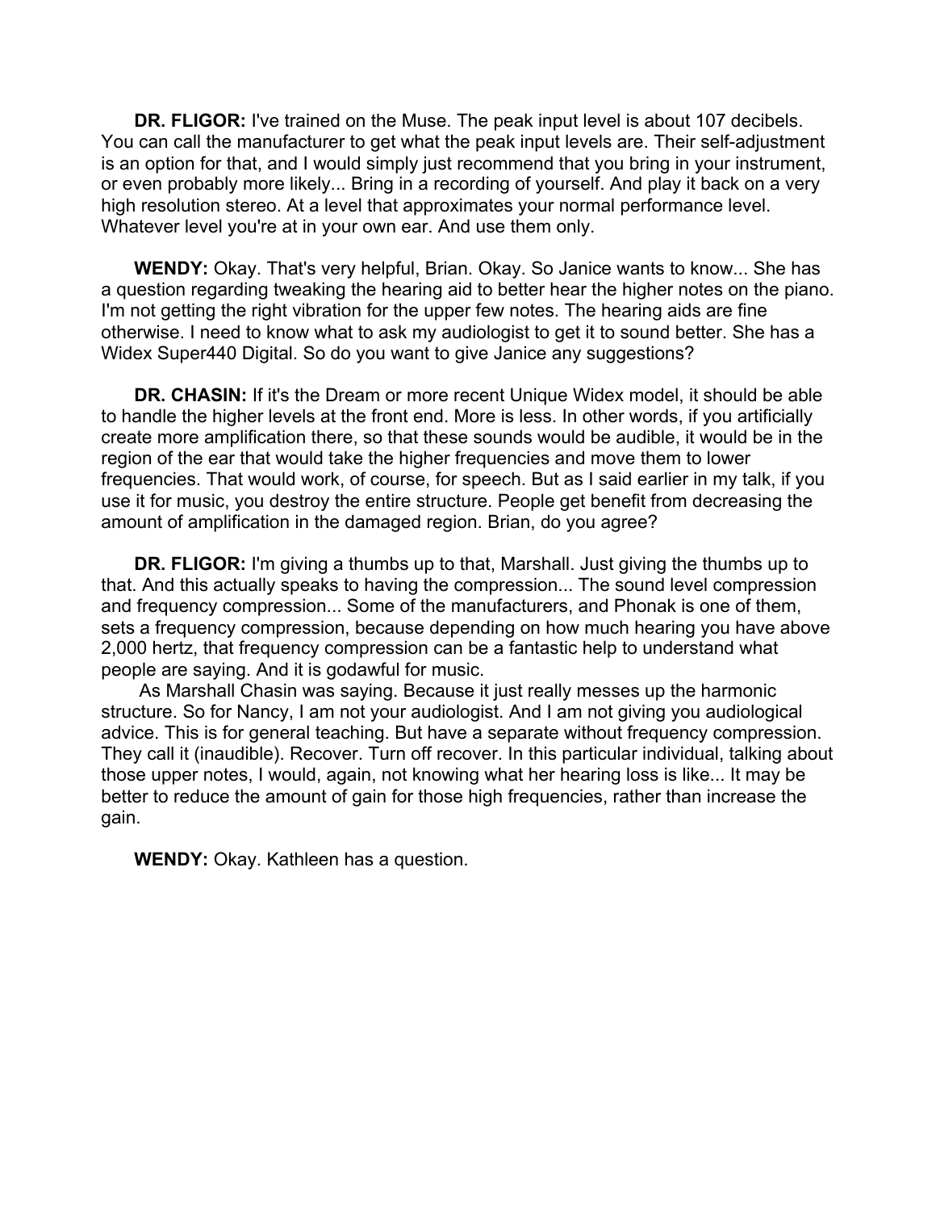**DR. FLIGOR:** I've trained on the Muse. The peak input level is about 107 decibels. You can call the manufacturer to get what the peak input levels are. Their self-adjustment is an option for that, and I would simply just recommend that you bring in your instrument, or even probably more likely... Bring in a recording of yourself. And play it back on a very high resolution stereo. At a level that approximates your normal performance level. Whatever level you're at in your own ear. And use them only.

**WENDY:** Okay. That's very helpful, Brian. Okay. So Janice wants to know... She has a question regarding tweaking the hearing aid to better hear the higher notes on the piano. I'm not getting the right vibration for the upper few notes. The hearing aids are fine otherwise. I need to know what to ask my audiologist to get it to sound better. She has a Widex Super440 Digital. So do you want to give Janice any suggestions?

**DR. CHASIN:** If it's the Dream or more recent Unique Widex model, it should be able to handle the higher levels at the front end. More is less. In other words, if you artificially create more amplification there, so that these sounds would be audible, it would be in the region of the ear that would take the higher frequencies and move them to lower frequencies. That would work, of course, for speech. But as I said earlier in my talk, if you use it for music, you destroy the entire structure. People get benefit from decreasing the amount of amplification in the damaged region. Brian, do you agree?

**DR. FLIGOR:** I'm giving a thumbs up to that, Marshall. Just giving the thumbs up to that. And this actually speaks to having the compression... The sound level compression and frequency compression... Some of the manufacturers, and Phonak is one of them, sets a frequency compression, because depending on how much hearing you have above 2,000 hertz, that frequency compression can be a fantastic help to understand what people are saying. And it is godawful for music.

As Marshall Chasin was saying. Because it just really messes up the harmonic structure. So for Nancy, I am not your audiologist. And I am not giving you audiological advice. This is for general teaching. But have a separate without frequency compression. They call it (inaudible). Recover. Turn off recover. In this particular individual, talking about those upper notes, I would, again, not knowing what her hearing loss is like... It may be better to reduce the amount of gain for those high frequencies, rather than increase the gain.

**WENDY:** Okay. Kathleen has a question.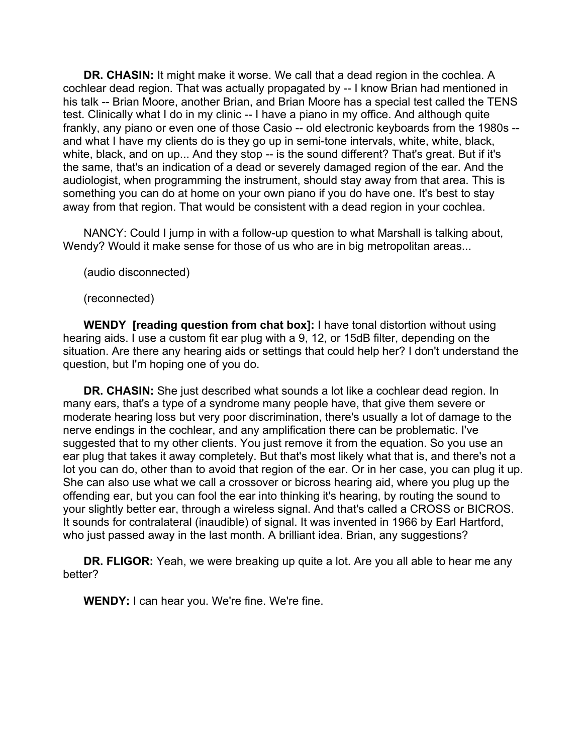**DR. CHASIN:** It might make it worse. We call that a dead region in the cochlea. A cochlear dead region. That was actually propagated by -- I know Brian had mentioned in his talk -- Brian Moore, another Brian, and Brian Moore has a special test called the TENS test. Clinically what I do in my clinic -- I have a piano in my office. And although quite frankly, any piano or even one of those Casio -- old electronic keyboards from the 1980s -- and what I have my clients do is they go up in semi-tone intervals, white, white, black, white, black, and on up... And they stop -- is the sound different? That's great. But if it's the same, that's an indication of a dead or severely damaged region of the ear. And the audiologist, when programming the instrument, should stay away from that area. This is something you can do at home on your own piano if you do have one. It's best to stay away from that region. That would be consistent with a dead region in your cochlea.

NANCY: Could I jump in with a follow-up question to what Marshall is talking about, Wendy? Would it make sense for those of us who are in big metropolitan areas...

(audio disconnected)

(reconnected)

**WENDY [reading question from chat box]:** I have tonal distortion without using hearing aids. I use a custom fit ear plug with a 9, 12, or 15dB filter, depending on the situation. Are there any hearing aids or settings that could help her? I don't understand the question, but I'm hoping one of you do.

**DR. CHASIN:** She just described what sounds a lot like a cochlear dead region. In many ears, that's a type of a syndrome many people have, that give them severe or moderate hearing loss but very poor discrimination, there's usually a lot of damage to the nerve endings in the cochlear, and any amplification there can be problematic. I've suggested that to my other clients. You just remove it from the equation. So you use an ear plug that takes it away completely. But that's most likely what that is, and there's not a lot you can do, other than to avoid that region of the ear. Or in her case, you can plug it up. She can also use what we call a crossover or bicross hearing aid, where you plug up the offending ear, but you can fool the ear into thinking it's hearing, by routing the sound to your slightly better ear, through a wireless signal. And that's called a CROSS or BICROS. It sounds for contralateral (inaudible) of signal. It was invented in 1966 by Earl Hartford, who just passed away in the last month. A brilliant idea. Brian, any suggestions?

**DR. FLIGOR:** Yeah, we were breaking up quite a lot. Are you all able to hear me any better?

**WENDY:** I can hear you. We're fine. We're fine.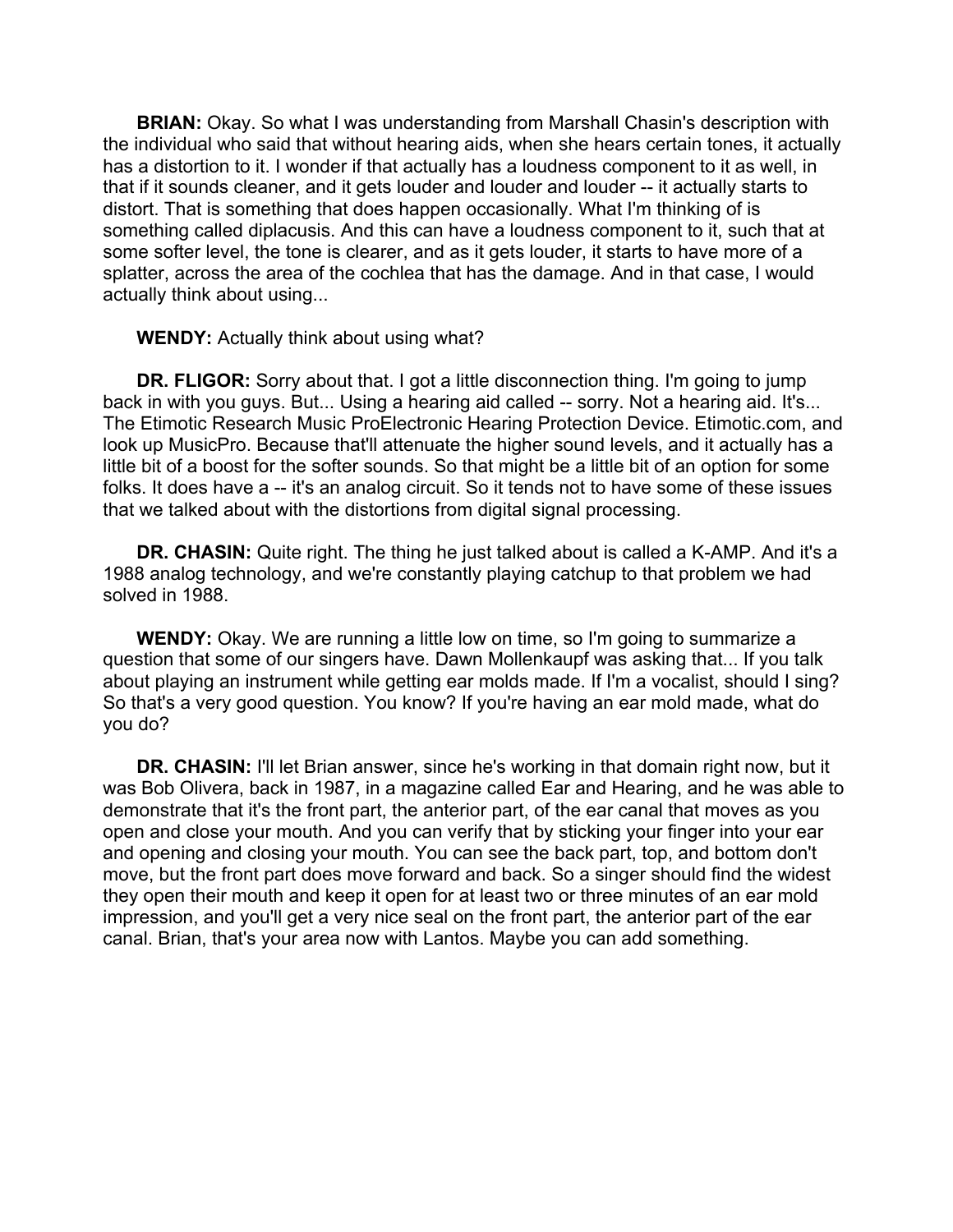**BRIAN:** Okay. So what I was understanding from Marshall Chasin's description with the individual who said that without hearing aids, when she hears certain tones, it actually has a distortion to it. I wonder if that actually has a loudness component to it as well, in that if it sounds cleaner, and it gets louder and louder and louder -- it actually starts to distort. That is something that does happen occasionally. What I'm thinking of is something called diplacusis. And this can have a loudness component to it, such that at some softer level, the tone is clearer, and as it gets louder, it starts to have more of a splatter, across the area of the cochlea that has the damage. And in that case, I would actually think about using...

**WENDY:** Actually think about using what?

**DR. FLIGOR:** Sorry about that. I got a little disconnection thing. I'm going to jump back in with you guys. But... Using a hearing aid called -- sorry. Not a hearing aid. It's... The Etimotic Research Music ProElectronic Hearing Protection Device. Etimotic.com, and look up MusicPro. Because that'll attenuate the higher sound levels, and it actually has a little bit of a boost for the softer sounds. So that might be a little bit of an option for some folks. It does have a -- it's an analog circuit. So it tends not to have some of these issues that we talked about with the distortions from digital signal processing.

**DR. CHASIN:** Quite right. The thing he just talked about is called a K-AMP. And it's a 1988 analog technology, and we're constantly playing catchup to that problem we had solved in 1988.

**WENDY:** Okay. We are running a little low on time, so I'm going to summarize a question that some of our singers have. Dawn Mollenkaupf was asking that... If you talk about playing an instrument while getting ear molds made. If I'm a vocalist, should I sing? So that's a very good question. You know? If you're having an ear mold made, what do you do?

**DR. CHASIN:** I'll let Brian answer, since he's working in that domain right now, but it was Bob Olivera, back in 1987, in a magazine called Ear and Hearing, and he was able to demonstrate that it's the front part, the anterior part, of the ear canal that moves as you open and close your mouth. And you can verify that by sticking your finger into your ear and opening and closing your mouth. You can see the back part, top, and bottom don't move, but the front part does move forward and back. So a singer should find the widest they open their mouth and keep it open for at least two or three minutes of an ear mold impression, and you'll get a very nice seal on the front part, the anterior part of the ear canal. Brian, that's your area now with Lantos. Maybe you can add something.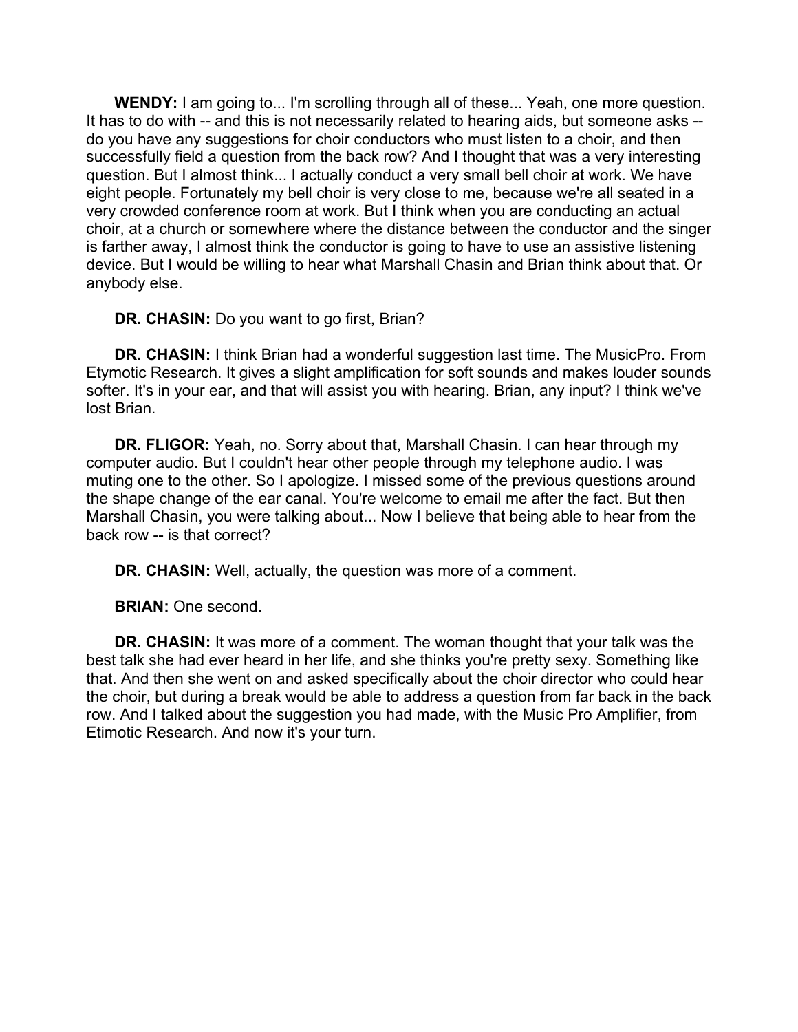**WENDY:** I am going to... I'm scrolling through all of these... Yeah, one more question. It has to do with -- and this is not necessarily related to hearing aids, but someone asks -- do you have any suggestions for choir conductors who must listen to a choir, and then successfully field a question from the back row? And I thought that was a very interesting question. But I almost think... I actually conduct a very small bell choir at work. We have eight people. Fortunately my bell choir is very close to me, because we're all seated in a very crowded conference room at work. But I think when you are conducting an actual choir, at a church or somewhere where the distance between the conductor and the singer is farther away, I almost think the conductor is going to have to use an assistive listening device. But I would be willing to hear what Marshall Chasin and Brian think about that. Or anybody else.

**DR. CHASIN:** Do you want to go first, Brian?

**DR. CHASIN:** I think Brian had a wonderful suggestion last time. The MusicPro. From Etymotic Research. It gives a slight amplification for soft sounds and makes louder sounds softer. It's in your ear, and that will assist you with hearing. Brian, any input? I think we've lost Brian.

**DR. FLIGOR:** Yeah, no. Sorry about that, Marshall Chasin. I can hear through my computer audio. But I couldn't hear other people through my telephone audio. I was muting one to the other. So I apologize. I missed some of the previous questions around the shape change of the ear canal. You're welcome to email me after the fact. But then Marshall Chasin, you were talking about... Now I believe that being able to hear from the back row -- is that correct?

**DR. CHASIN:** Well, actually, the question was more of a comment.

**BRIAN:** One second.

**DR. CHASIN:** It was more of a comment. The woman thought that your talk was the best talk she had ever heard in her life, and she thinks you're pretty sexy. Something like that. And then she went on and asked specifically about the choir director who could hear the choir, but during a break would be able to address a question from far back in the back row. And I talked about the suggestion you had made, with the Music Pro Amplifier, from Etimotic Research. And now it's your turn.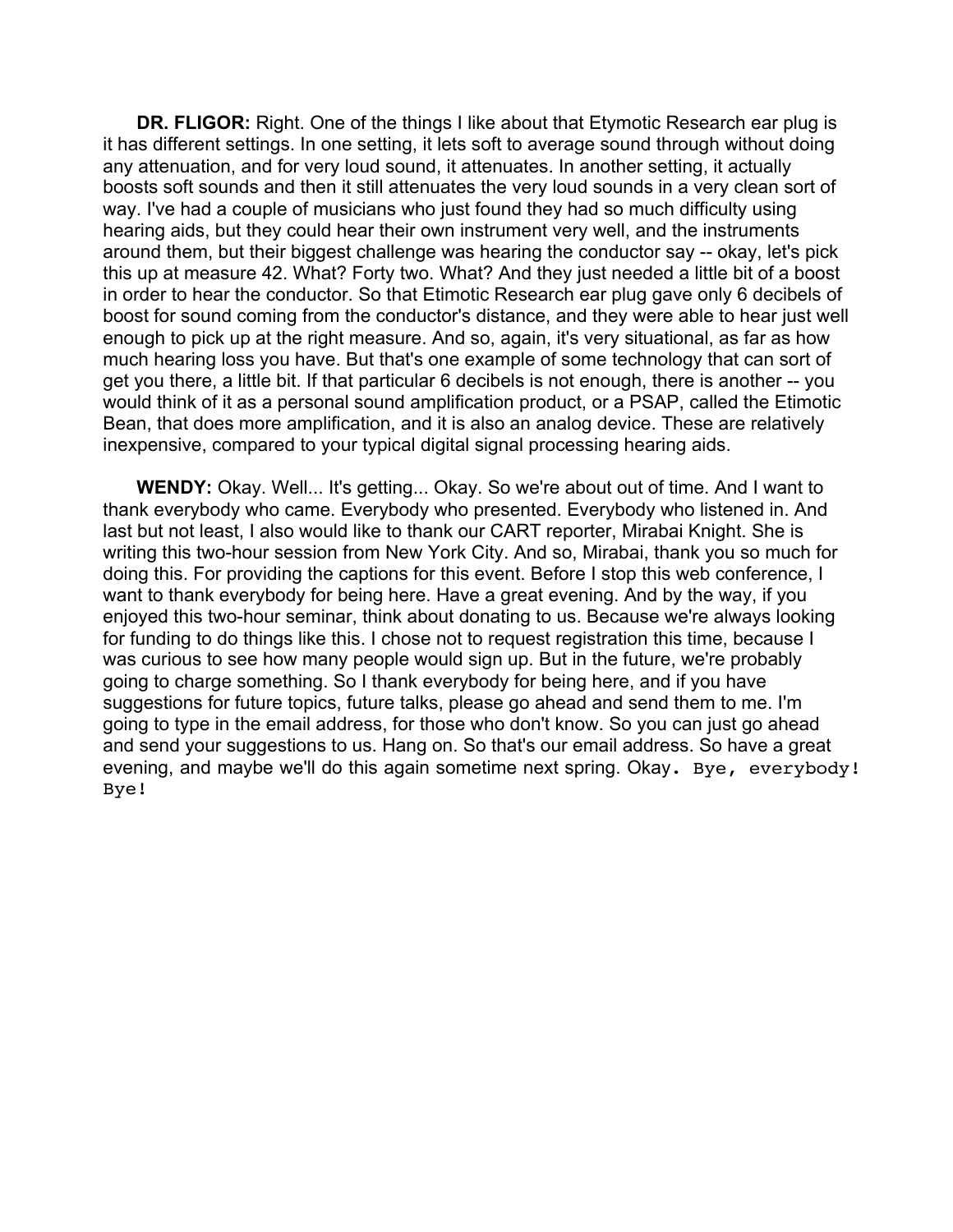**DR. FLIGOR:** Right. One of the things I like about that Etymotic Research ear plug is it has different settings. In one setting, it lets soft to average sound through without doing any attenuation, and for very loud sound, it attenuates. In another setting, it actually boosts soft sounds and then it still attenuates the very loud sounds in a very clean sort of way. I've had a couple of musicians who just found they had so much difficulty using hearing aids, but they could hear their own instrument very well, and the instruments around them, but their biggest challenge was hearing the conductor say -- okay, let's pick this up at measure 42. What? Forty two. What? And they just needed a little bit of a boost in order to hear the conductor. So that Etimotic Research ear plug gave only 6 decibels of boost for sound coming from the conductor's distance, and they were able to hear just well enough to pick up at the right measure. And so, again, it's very situational, as far as how much hearing loss you have. But that's one example of some technology that can sort of get you there, a little bit. If that particular 6 decibels is not enough, there is another -- you would think of it as a personal sound amplification product, or a PSAP, called the Etimotic Bean, that does more amplification, and it is also an analog device. These are relatively inexpensive, compared to your typical digital signal processing hearing aids.

**WENDY:** Okay. Well... It's getting... Okay. So we're about out of time. And I want to thank everybody who came. Everybody who presented. Everybody who listened in. And last but not least, I also would like to thank our CART reporter, Mirabai Knight. She is writing this two-hour session from New York City. And so, Mirabai, thank you so much for doing this. For providing the captions for this event. Before I stop this web conference, I want to thank everybody for being here. Have a great evening. And by the way, if you enjoyed this two-hour seminar, think about donating to us. Because we're always looking for funding to do things like this. I chose not to request registration this time, because I was curious to see how many people would sign up. But in the future, we're probably going to charge something. So I thank everybody for being here, and if you have suggestions for future topics, future talks, please go ahead and send them to me. I'm going to type in the email address, for those who don't know. So you can just go ahead and send your suggestions to us. Hang on. So that's our email address. So have a great evening, and maybe we'll do this again sometime next spring. Okay. Bye, everybody! Bye!